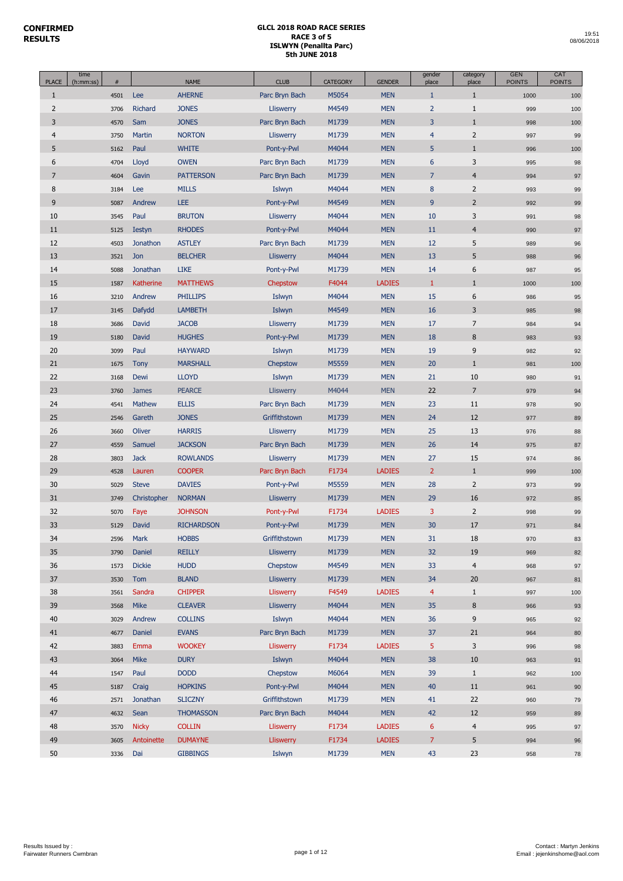**CONFIRMED RESULTS**

**GLCL 2018 ROAD RACE SERIES**
**RACE 3 of 5**
**ISLWYN (Penallta Parc)**
**5th JUNE 2018**

19:51
08/06/2018

| PLACE | time (h:mm:ss) | # | | NAME | CLUB | CATEGORY | GENDER | gender place | category place | GEN POINTS | CAT POINTS |
|---|---|---|---|---|---|---|---|---|---|---|---|
| 1 | | 4501 | Lee | AHERNE | Parc Bryn Bach | M5054 | MEN | 1 | 1 | 1000 | 100 |
| 2 | | 3706 | Richard | JONES | Lliswerry | M4549 | MEN | 2 | 1 | 999 | 100 |
| 3 | | 4570 | Sam | JONES | Parc Bryn Bach | M1739 | MEN | 3 | 1 | 998 | 100 |
| 4 | | 3750 | Martin | NORTON | Lliswerry | M1739 | MEN | 4 | 2 | 997 | 99 |
| 5 | | 5162 | Paul | WHITE | Pont-y-Pwl | M4044 | MEN | 5 | 1 | 996 | 100 |
| 6 | | 4704 | Lloyd | OWEN | Parc Bryn Bach | M1739 | MEN | 6 | 3 | 995 | 98 |
| 7 | | 4604 | Gavin | PATTERSON | Parc Bryn Bach | M1739 | MEN | 7 | 4 | 994 | 97 |
| 8 | | 3184 | Lee | MILLS | Islwyn | M4044 | MEN | 8 | 2 | 993 | 99 |
| 9 | | 5087 | Andrew | LEE | Pont-y-Pwl | M4549 | MEN | 9 | 2 | 992 | 99 |
| 10 | | 3545 | Paul | BRUTON | Lliswerry | M4044 | MEN | 10 | 3 | 991 | 98 |
| 11 | | 5125 | Iestyn | RHODES | Pont-y-Pwl | M4044 | MEN | 11 | 4 | 990 | 97 |
| 12 | | 4503 | Jonathon | ASTLEY | Parc Bryn Bach | M1739 | MEN | 12 | 5 | 989 | 96 |
| 13 | | 3521 | Jon | BELCHER | Lliswerry | M4044 | MEN | 13 | 5 | 988 | 96 |
| 14 | | 5088 | Jonathan | LIKE | Pont-y-Pwl | M1739 | MEN | 14 | 6 | 987 | 95 |
| 15 | | 1587 | Katherine | MATTHEWS | Chepstow | F4044 | LADIES | 1 | 1 | 1000 | 100 |
| 16 | | 3210 | Andrew | PHILLIPS | Islwyn | M4044 | MEN | 15 | 6 | 986 | 95 |
| 17 | | 3145 | Dafydd | LAMBETH | Islwyn | M4549 | MEN | 16 | 3 | 985 | 98 |
| 18 | | 3686 | David | JACOB | Lliswerry | M1739 | MEN | 17 | 7 | 984 | 94 |
| 19 | | 5180 | David | HUGHES | Pont-y-Pwl | M1739 | MEN | 18 | 8 | 983 | 93 |
| 20 | | 3099 | Paul | HAYWARD | Islwyn | M1739 | MEN | 19 | 9 | 982 | 92 |
| 21 | | 1675 | Tony | MARSHALL | Chepstow | M5559 | MEN | 20 | 1 | 981 | 100 |
| 22 | | 3168 | Dewi | LLOYD | Islwyn | M1739 | MEN | 21 | 10 | 980 | 91 |
| 23 | | 3760 | James | PEARCE | Lliswerry | M4044 | MEN | 22 | 7 | 979 | 94 |
| 24 | | 4541 | Mathew | ELLIS | Parc Bryn Bach | M1739 | MEN | 23 | 11 | 978 | 90 |
| 25 | | 2546 | Gareth | JONES | Griffithstown | M1739 | MEN | 24 | 12 | 977 | 89 |
| 26 | | 3660 | Oliver | HARRIS | Lliswerry | M1739 | MEN | 25 | 13 | 976 | 88 |
| 27 | | 4559 | Samuel | JACKSON | Parc Bryn Bach | M1739 | MEN | 26 | 14 | 975 | 87 |
| 28 | | 3803 | Jack | ROWLANDS | Lliswerry | M1739 | MEN | 27 | 15 | 974 | 86 |
| 29 | | 4528 | Lauren | COOPER | Parc Bryn Bach | F1734 | LADIES | 2 | 1 | 999 | 100 |
| 30 | | 5029 | Steve | DAVIES | Pont-y-Pwl | M5559 | MEN | 28 | 2 | 973 | 99 |
| 31 | | 3749 | Christopher | NORMAN | Lliswerry | M1739 | MEN | 29 | 16 | 972 | 85 |
| 32 | | 5070 | Faye | JOHNSON | Pont-y-Pwl | F1734 | LADIES | 3 | 2 | 998 | 99 |
| 33 | | 5129 | David | RICHARDSON | Pont-y-Pwl | M1739 | MEN | 30 | 17 | 971 | 84 |
| 34 | | 2596 | Mark | HOBBS | Griffithstown | M1739 | MEN | 31 | 18 | 970 | 83 |
| 35 | | 3790 | Daniel | REILLY | Lliswerry | M1739 | MEN | 32 | 19 | 969 | 82 |
| 36 | | 1573 | Dickie | HUDD | Chepstow | M4549 | MEN | 33 | 4 | 968 | 97 |
| 37 | | 3530 | Tom | BLAND | Lliswerry | M1739 | MEN | 34 | 20 | 967 | 81 |
| 38 | | 3561 | Sandra | CHIPPER | Lliswerry | F4549 | LADIES | 4 | 1 | 997 | 100 |
| 39 | | 3568 | Mike | CLEAVER | Lliswerry | M4044 | MEN | 35 | 8 | 966 | 93 |
| 40 | | 3029 | Andrew | COLLINS | Islwyn | M4044 | MEN | 36 | 9 | 965 | 92 |
| 41 | | 4677 | Daniel | EVANS | Parc Bryn Bach | M1739 | MEN | 37 | 21 | 964 | 80 |
| 42 | | 3883 | Emma | WOOKEY | Lliswerry | F1734 | LADIES | 5 | 3 | 996 | 98 |
| 43 | | 3064 | Mike | DURY | Islwyn | M4044 | MEN | 38 | 10 | 963 | 91 |
| 44 | | 1547 | Paul | DODD | Chepstow | M6064 | MEN | 39 | 1 | 962 | 100 |
| 45 | | 5187 | Craig | HOPKINS | Pont-y-Pwl | M4044 | MEN | 40 | 11 | 961 | 90 |
| 46 | | 2571 | Jonathan | SLICZNY | Griffithstown | M1739 | MEN | 41 | 22 | 960 | 79 |
| 47 | | 4632 | Sean | THOMASSON | Parc Bryn Bach | M4044 | MEN | 42 | 12 | 959 | 89 |
| 48 | | 3570 | Nicky | COLLIN | Lliswerry | F1734 | LADIES | 6 | 4 | 995 | 97 |
| 49 | | 3605 | Antoinette | DUMAYNE | Lliswerry | F1734 | LADIES | 7 | 5 | 994 | 96 |
| 50 | | 3336 | Dai | GIBBINGS | Islwyn | M1739 | MEN | 43 | 23 | 958 | 78 |

Results Issued by :
Fairwater Runners Cwmbran

Contact : Martyn Jenkins
Email : jejenkinshome@aol.com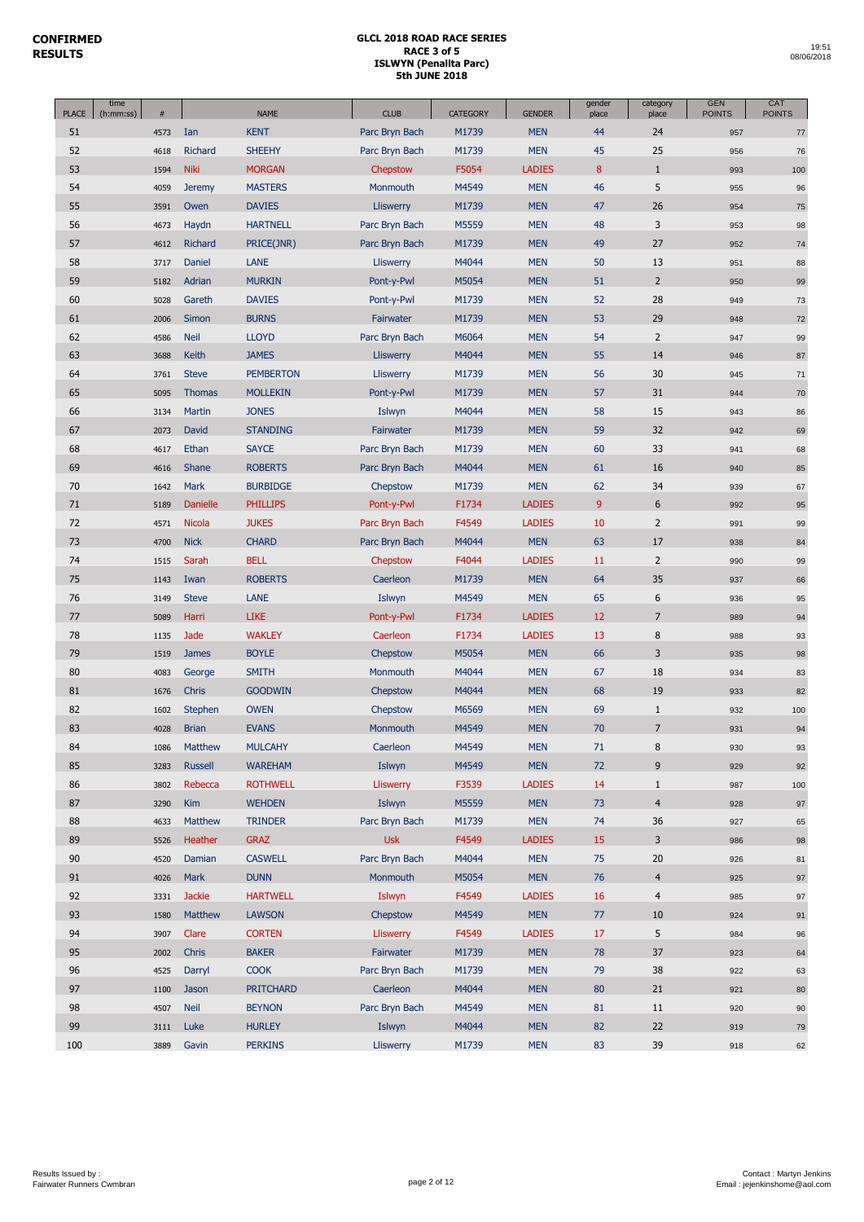**CONFIRMED RESULTS**

**GLCL 2018 ROAD RACE SERIES**
**RACE 3 of 5**
**ISLWYN (Penallta Parc)**
**5th JUNE 2018**

19:51
08/06/2018

| PLACE | time (h:mm:ss) | # | | NAME | CLUB | CATEGORY | GENDER | gender place | category place | GEN POINTS | CAT POINTS |
|---|---|---|---|---|---|---|---|---|---|---|---|
| 51 | | 4573 | Ian | KENT | Parc Bryn Bach | M1739 | MEN | 44 | 24 | 957 | 77 |
| 52 | | 4618 | Richard | SHEEHY | Parc Bryn Bach | M1739 | MEN | 45 | 25 | 956 | 76 |
| 53 | | 1594 | Niki | MORGAN | Chepstow | F5054 | LADIES | 8 | 1 | 993 | 100 |
| 54 | | 4059 | Jeremy | MASTERS | Monmouth | M4549 | MEN | 46 | 5 | 955 | 96 |
| 55 | | 3591 | Owen | DAVIES | Lliswerry | M1739 | MEN | 47 | 26 | 954 | 75 |
| 56 | | 4673 | Haydn | HARTNELL | Parc Bryn Bach | M5559 | MEN | 48 | 3 | 953 | 98 |
| 57 | | 4612 | Richard | PRICE(JNR) | Parc Bryn Bach | M1739 | MEN | 49 | 27 | 952 | 74 |
| 58 | | 3717 | Daniel | LANE | Lliswerry | M4044 | MEN | 50 | 13 | 951 | 88 |
| 59 | | 5182 | Adrian | MURKIN | Pont-y-Pwl | M5054 | MEN | 51 | 2 | 950 | 99 |
| 60 | | 5028 | Gareth | DAVIES | Pont-y-Pwl | M1739 | MEN | 52 | 28 | 949 | 73 |
| 61 | | 2006 | Simon | BURNS | Fairwater | M1739 | MEN | 53 | 29 | 948 | 72 |
| 62 | | 4586 | Neil | LLOYD | Parc Bryn Bach | M6064 | MEN | 54 | 2 | 947 | 99 |
| 63 | | 3688 | Keith | JAMES | Lliswerry | M4044 | MEN | 55 | 14 | 946 | 87 |
| 64 | | 3761 | Steve | PEMBERTON | Lliswerry | M1739 | MEN | 56 | 30 | 945 | 71 |
| 65 | | 5095 | Thomas | MOLLEKIN | Pont-y-Pwl | M1739 | MEN | 57 | 31 | 944 | 70 |
| 66 | | 3134 | Martin | JONES | Islwyn | M4044 | MEN | 58 | 15 | 943 | 86 |
| 67 | | 2073 | David | STANDING | Fairwater | M1739 | MEN | 59 | 32 | 942 | 69 |
| 68 | | 4617 | Ethan | SAYCE | Parc Bryn Bach | M1739 | MEN | 60 | 33 | 941 | 68 |
| 69 | | 4616 | Shane | ROBERTS | Parc Bryn Bach | M4044 | MEN | 61 | 16 | 940 | 85 |
| 70 | | 1642 | Mark | BURBIDGE | Chepstow | M1739 | MEN | 62 | 34 | 939 | 67 |
| 71 | | 5189 | Danielle | PHILLIPS | Pont-y-Pwl | F1734 | LADIES | 9 | 6 | 992 | 95 |
| 72 | | 4571 | Nicola | JUKES | Parc Bryn Bach | F4549 | LADIES | 10 | 2 | 991 | 99 |
| 73 | | 4700 | Nick | CHARD | Parc Bryn Bach | M4044 | MEN | 63 | 17 | 938 | 84 |
| 74 | | 1515 | Sarah | BELL | Chepstow | F4044 | LADIES | 11 | 2 | 990 | 99 |
| 75 | | 1143 | Iwan | ROBERTS | Caerleon | M1739 | MEN | 64 | 35 | 937 | 66 |
| 76 | | 3149 | Steve | LANE | Islwyn | M4549 | MEN | 65 | 6 | 936 | 95 |
| 77 | | 5089 | Harri | LIKE | Pont-y-Pwl | F1734 | LADIES | 12 | 7 | 989 | 94 |
| 78 | | 1135 | Jade | WAKLEY | Caerleon | F1734 | LADIES | 13 | 8 | 988 | 93 |
| 79 | | 1519 | James | BOYLE | Chepstow | M5054 | MEN | 66 | 3 | 935 | 98 |
| 80 | | 4083 | George | SMITH | Monmouth | M4044 | MEN | 67 | 18 | 934 | 83 |
| 81 | | 1676 | Chris | GOODWIN | Chepstow | M4044 | MEN | 68 | 19 | 933 | 82 |
| 82 | | 1602 | Stephen | OWEN | Chepstow | M6569 | MEN | 69 | 1 | 932 | 100 |
| 83 | | 4028 | Brian | EVANS | Monmouth | M4549 | MEN | 70 | 7 | 931 | 94 |
| 84 | | 1086 | Matthew | MULCAHY | Caerleon | M4549 | MEN | 71 | 8 | 930 | 93 |
| 85 | | 3283 | Russell | WAREHAM | Islwyn | M4549 | MEN | 72 | 9 | 929 | 92 |
| 86 | | 3802 | Rebecca | ROTHWELL | Lliswerry | F3539 | LADIES | 14 | 1 | 987 | 100 |
| 87 | | 3290 | Kim | WEHDEN | Islwyn | M5559 | MEN | 73 | 4 | 928 | 97 |
| 88 | | 4633 | Matthew | TRINDER | Parc Bryn Bach | M1739 | MEN | 74 | 36 | 927 | 65 |
| 89 | | 5526 | Heather | GRAZ | Usk | F4549 | LADIES | 15 | 3 | 986 | 98 |
| 90 | | 4520 | Damian | CASWELL | Parc Bryn Bach | M4044 | MEN | 75 | 20 | 926 | 81 |
| 91 | | 4026 | Mark | DUNN | Monmouth | M5054 | MEN | 76 | 4 | 925 | 97 |
| 92 | | 3331 | Jackie | HARTWELL | Islwyn | F4549 | LADIES | 16 | 4 | 985 | 97 |
| 93 | | 1580 | Matthew | LAWSON | Chepstow | M4549 | MEN | 77 | 10 | 924 | 91 |
| 94 | | 3907 | Clare | CORTEN | Lliswerry | F4549 | LADIES | 17 | 5 | 984 | 96 |
| 95 | | 2002 | Chris | BAKER | Fairwater | M1739 | MEN | 78 | 37 | 923 | 64 |
| 96 | | 4525 | Darryl | COOK | Parc Bryn Bach | M1739 | MEN | 79 | 38 | 922 | 63 |
| 97 | | 1100 | Jason | PRITCHARD | Caerleon | M4044 | MEN | 80 | 21 | 921 | 80 |
| 98 | | 4507 | Neil | BEYNON | Parc Bryn Bach | M4549 | MEN | 81 | 11 | 920 | 90 |
| 99 | | 3111 | Luke | HURLEY | Islwyn | M4044 | MEN | 82 | 22 | 919 | 79 |
| 100 | | 3889 | Gavin | PERKINS | Lliswerry | M1739 | MEN | 83 | 39 | 918 | 62 |

Results Issued by :
Fairwater Runners Cwmbran

Contact : Martyn Jenkins
Email : jejenkinshome@aol.com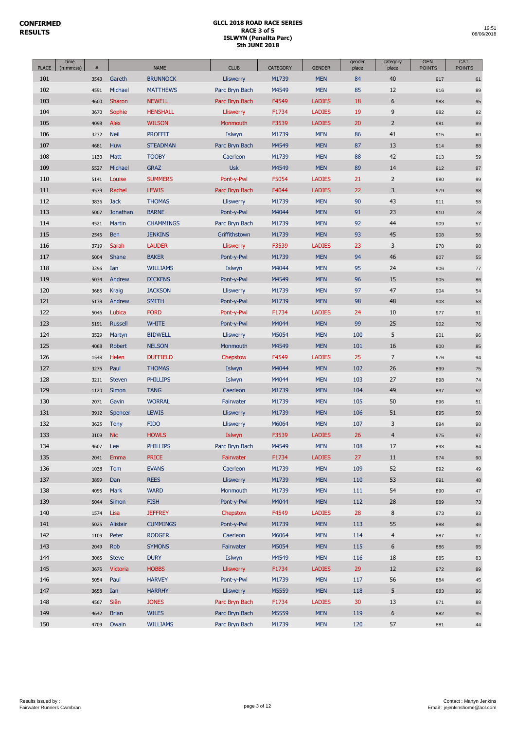**CONFIRMED RESULTS**

**GLCL 2018 ROAD RACE SERIES**
**RACE 3 of 5**
**ISLWYN (Penallta Parc)**
**5th JUNE 2018**

19:51
08/06/2018

| PLACE | time (h:mm:ss) | # | | NAME | CLUB | CATEGORY | GENDER | gender place | category place | GEN POINTS | CAT POINTS |
|---|---|---|---|---|---|---|---|---|---|---|---|
| 101 | | 3543 | Gareth | BRUNNOCK | Lliswerry | M1739 | MEN | 84 | 40 | 917 | 61 |
| 102 | | 4591 | Michael | MATTHEWS | Parc Bryn Bach | M4549 | MEN | 85 | 12 | 916 | 89 |
| 103 | | 4600 | Sharon | NEWELL | Parc Bryn Bach | F4549 | LADIES | 18 | 6 | 983 | 95 |
| 104 | | 3670 | Sophie | HENSHALL | Lliswerry | F1734 | LADIES | 19 | 9 | 982 | 92 |
| 105 | | 4098 | Alex | WILSON | Monmouth | F3539 | LADIES | 20 | 2 | 981 | 99 |
| 106 | | 3232 | Neil | PROFFIT | Islwyn | M1739 | MEN | 86 | 41 | 915 | 60 |
| 107 | | 4681 | Huw | STEADMAN | Parc Bryn Bach | M4549 | MEN | 87 | 13 | 914 | 88 |
| 108 | | 1130 | Matt | TOOBY | Caerleon | M1739 | MEN | 88 | 42 | 913 | 59 |
| 109 | | 5527 | Michael | GRAZ | Usk | M4549 | MEN | 89 | 14 | 912 | 87 |
| 110 | | 5141 | Louise | SUMMERS | Pont-y-Pwl | F5054 | LADIES | 21 | 2 | 980 | 99 |
| 111 | | 4579 | Rachel | LEWIS | Parc Bryn Bach | F4044 | LADIES | 22 | 3 | 979 | 98 |
| 112 | | 3836 | Jack | THOMAS | Lliswerry | M1739 | MEN | 90 | 43 | 911 | 58 |
| 113 | | 5007 | Jonathan | BARNE | Pont-y-Pwl | M4044 | MEN | 91 | 23 | 910 | 78 |
| 114 | | 4521 | Martin | CHAMMINGS | Parc Bryn Bach | M1739 | MEN | 92 | 44 | 909 | 57 |
| 115 | | 2545 | Ben | JENKINS | Griffithstown | M1739 | MEN | 93 | 45 | 908 | 56 |
| 116 | | 3719 | Sarah | LAUDER | Lliswerry | F3539 | LADIES | 23 | 3 | 978 | 98 |
| 117 | | 5004 | Shane | BAKER | Pont-y-Pwl | M1739 | MEN | 94 | 46 | 907 | 55 |
| 118 | | 3296 | Ian | WILLIAMS | Islwyn | M4044 | MEN | 95 | 24 | 906 | 77 |
| 119 | | 5034 | Andrew | DICKENS | Pont-y-Pwl | M4549 | MEN | 96 | 15 | 905 | 86 |
| 120 | | 3685 | Kraig | JACKSON | Lliswerry | M1739 | MEN | 97 | 47 | 904 | 54 |
| 121 | | 5138 | Andrew | SMITH | Pont-y-Pwl | M1739 | MEN | 98 | 48 | 903 | 53 |
| 122 | | 5046 | Lubica | FORD | Pont-y-Pwl | F1734 | LADIES | 24 | 10 | 977 | 91 |
| 123 | | 5191 | Russell | WHITE | Pont-y-Pwl | M4044 | MEN | 99 | 25 | 902 | 76 |
| 124 | | 3529 | Martyn | BIDWELL | Lliswerry | M5054 | MEN | 100 | 5 | 901 | 96 |
| 125 | | 4068 | Robert | NELSON | Monmouth | M4549 | MEN | 101 | 16 | 900 | 85 |
| 126 | | 1548 | Helen | DUFFIELD | Chepstow | F4549 | LADIES | 25 | 7 | 976 | 94 |
| 127 | | 3275 | Paul | THOMAS | Islwyn | M4044 | MEN | 102 | 26 | 899 | 75 |
| 128 | | 3211 | Steven | PHILLIPS | Islwyn | M4044 | MEN | 103 | 27 | 898 | 74 |
| 129 | | 1120 | Simon | TANG | Caerleon | M1739 | MEN | 104 | 49 | 897 | 52 |
| 130 | | 2071 | Gavin | WORRAL | Fairwater | M1739 | MEN | 105 | 50 | 896 | 51 |
| 131 | | 3912 | Spencer | LEWIS | Lliswerry | M1739 | MEN | 106 | 51 | 895 | 50 |
| 132 | | 3625 | Tony | FIDO | Lliswerry | M6064 | MEN | 107 | 3 | 894 | 98 |
| 133 | | 3109 | Nic | HOWLS | Islwyn | F3539 | LADIES | 26 | 4 | 975 | 97 |
| 134 | | 4607 | Lee | PHILLIPS | Parc Bryn Bach | M4549 | MEN | 108 | 17 | 893 | 84 |
| 135 | | 2041 | Emma | PRICE | Fairwater | F1734 | LADIES | 27 | 11 | 974 | 90 |
| 136 | | 1038 | Tom | EVANS | Caerleon | M1739 | MEN | 109 | 52 | 892 | 49 |
| 137 | | 3899 | Dan | REES | Lliswerry | M1739 | MEN | 110 | 53 | 891 | 48 |
| 138 | | 4095 | Mark | WARD | Monmouth | M1739 | MEN | 111 | 54 | 890 | 47 |
| 139 | | 5044 | Simon | FISH | Pont-y-Pwl | M4044 | MEN | 112 | 28 | 889 | 73 |
| 140 | | 1574 | Lisa | JEFFREY | Chepstow | F4549 | LADIES | 28 | 8 | 973 | 93 |
| 141 | | 5025 | Alistair | CUMMINGS | Pont-y-Pwl | M1739 | MEN | 113 | 55 | 888 | 46 |
| 142 | | 1109 | Peter | RODGER | Caerleon | M6064 | MEN | 114 | 4 | 887 | 97 |
| 143 | | 2049 | Rob | SYMONS | Fairwater | M5054 | MEN | 115 | 6 | 886 | 95 |
| 144 | | 3065 | Steve | DURY | Islwyn | M4549 | MEN | 116 | 18 | 885 | 83 |
| 145 | | 3676 | Victoria | HOBBS | Lliswerry | F1734 | LADIES | 29 | 12 | 972 | 89 |
| 146 | | 5054 | Paul | HARVEY | Pont-y-Pwl | M1739 | MEN | 117 | 56 | 884 | 45 |
| 147 | | 3658 | Ian | HARRHY | Lliswerry | M5559 | MEN | 118 | 5 | 883 | 96 |
| 148 | | 4567 | Siân | JONES | Parc Bryn Bach | F1734 | LADIES | 30 | 13 | 971 | 88 |
| 149 | | 4642 | Brian | WILES | Parc Bryn Bach | M5559 | MEN | 119 | 6 | 882 | 95 |
| 150 | | 4709 | Owain | WILLIAMS | Parc Bryn Bach | M1739 | MEN | 120 | 57 | 881 | 44 |

Results Issued by :
Fairwater Runners Cwmbran

Contact : Martyn Jenkins
Email : jejenkinshome@aol.com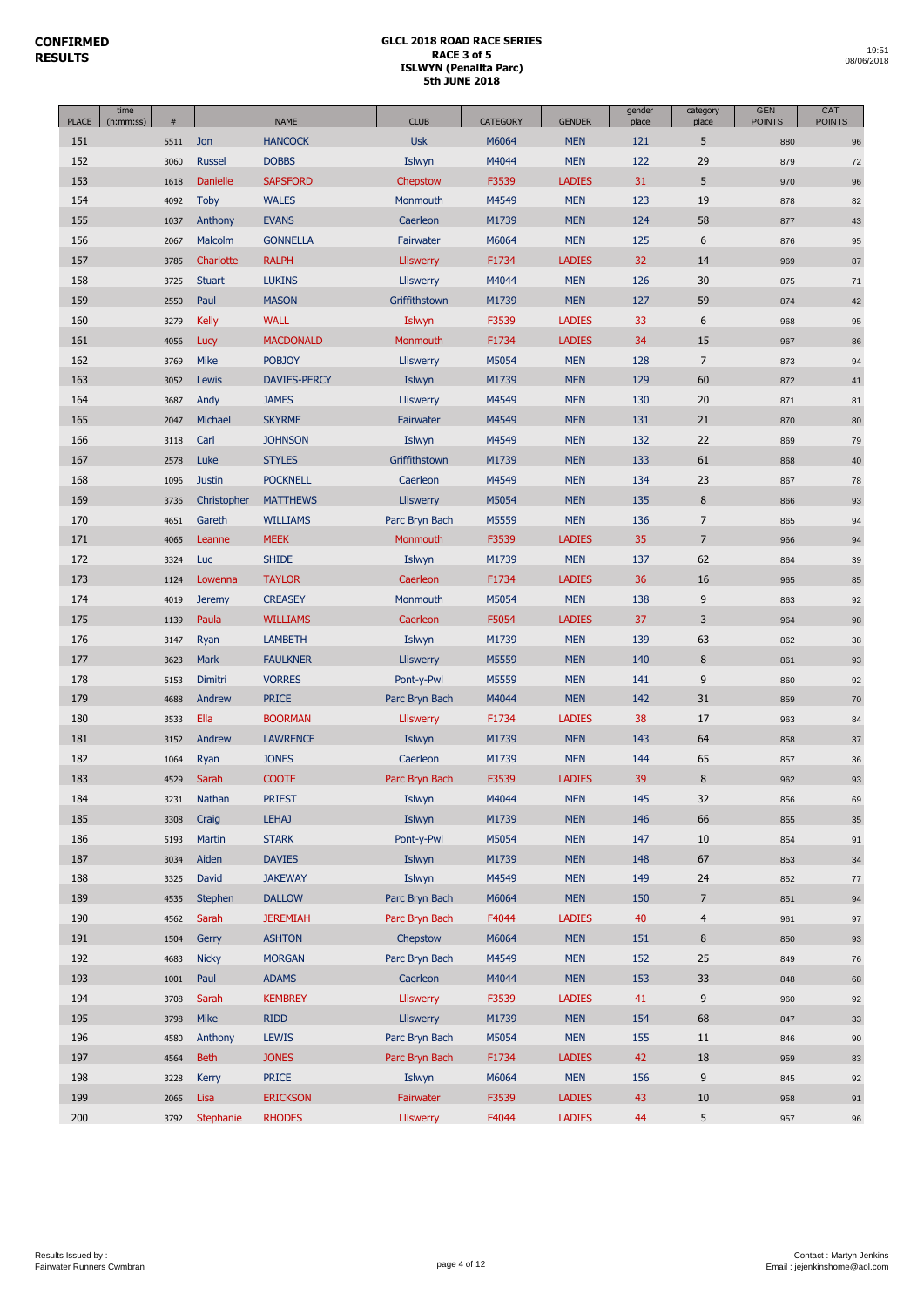**CONFIRMED RESULTS**

# GLCL 2018 ROAD RACE SERIES
## RACE 3 of 5
## ISLWYN (Penallta Parc)
## 5th JUNE 2018

19:51
08/06/2018

| PLACE | time (h:mm:ss) | # | | NAME | CLUB | CATEGORY | GENDER | gender place | category place | GEN POINTS | CAT POINTS |
|---|---|---|---|---|---|---|---|---|---|---|---|
| 151 | | 5511 | Jon | HANCOCK | Usk | M6064 | MEN | 121 | 5 | 880 | 96 |
| 152 | | 3060 | Russel | DOBBS | Islwyn | M4044 | MEN | 122 | 29 | 879 | 72 |
| 153 | | 1618 | Danielle | SAPSFORD | Chepstow | F3539 | LADIES | 31 | 5 | 970 | 96 |
| 154 | | 4092 | Toby | WALES | Monmouth | M4549 | MEN | 123 | 19 | 878 | 82 |
| 155 | | 1037 | Anthony | EVANS | Caerleon | M1739 | MEN | 124 | 58 | 877 | 43 |
| 156 | | 2067 | Malcolm | GONNELLA | Fairwater | M6064 | MEN | 125 | 6 | 876 | 95 |
| 157 | | 3785 | Charlotte | RALPH | Lliswerry | F1734 | LADIES | 32 | 14 | 969 | 87 |
| 158 | | 3725 | Stuart | LUKINS | Lliswerry | M4044 | MEN | 126 | 30 | 875 | 71 |
| 159 | | 2550 | Paul | MASON | Griffithstown | M1739 | MEN | 127 | 59 | 874 | 42 |
| 160 | | 3279 | Kelly | WALL | Islwyn | F3539 | LADIES | 33 | 6 | 968 | 95 |
| 161 | | 4056 | Lucy | MACDONALD | Monmouth | F1734 | LADIES | 34 | 15 | 967 | 86 |
| 162 | | 3769 | Mike | POBJOY | Lliswerry | M5054 | MEN | 128 | 7 | 873 | 94 |
| 163 | | 3052 | Lewis | DAVIES-PERCY | Islwyn | M1739 | MEN | 129 | 60 | 872 | 41 |
| 164 | | 3687 | Andy | JAMES | Lliswerry | M4549 | MEN | 130 | 20 | 871 | 81 |
| 165 | | 2047 | Michael | SKYRME | Fairwater | M4549 | MEN | 131 | 21 | 870 | 80 |
| 166 | | 3118 | Carl | JOHNSON | Islwyn | M4549 | MEN | 132 | 22 | 869 | 79 |
| 167 | | 2578 | Luke | STYLES | Griffithstown | M1739 | MEN | 133 | 61 | 868 | 40 |
| 168 | | 1096 | Justin | POCKNELL | Caerleon | M4549 | MEN | 134 | 23 | 867 | 78 |
| 169 | | 3736 | Christopher | MATTHEWS | Lliswerry | M5054 | MEN | 135 | 8 | 866 | 93 |
| 170 | | 4651 | Gareth | WILLIAMS | Parc Bryn Bach | M5559 | MEN | 136 | 7 | 865 | 94 |
| 171 | | 4065 | Leanne | MEEK | Monmouth | F3539 | LADIES | 35 | 7 | 966 | 94 |
| 172 | | 3324 | Luc | SHIDE | Islwyn | M1739 | MEN | 137 | 62 | 864 | 39 |
| 173 | | 1124 | Lowenna | TAYLOR | Caerleon | F1734 | LADIES | 36 | 16 | 965 | 85 |
| 174 | | 4019 | Jeremy | CREASEY | Monmouth | M5054 | MEN | 138 | 9 | 863 | 92 |
| 175 | | 1139 | Paula | WILLIAMS | Caerleon | F5054 | LADIES | 37 | 3 | 964 | 98 |
| 176 | | 3147 | Ryan | LAMBETH | Islwyn | M1739 | MEN | 139 | 63 | 862 | 38 |
| 177 | | 3623 | Mark | FAULKNER | Lliswerry | M5559 | MEN | 140 | 8 | 861 | 93 |
| 178 | | 5153 | Dimitri | VORRES | Pont-y-Pwl | M5559 | MEN | 141 | 9 | 860 | 92 |
| 179 | | 4688 | Andrew | PRICE | Parc Bryn Bach | M4044 | MEN | 142 | 31 | 859 | 70 |
| 180 | | 3533 | Ella | BOORMAN | Lliswerry | F1734 | LADIES | 38 | 17 | 963 | 84 |
| 181 | | 3152 | Andrew | LAWRENCE | Islwyn | M1739 | MEN | 143 | 64 | 858 | 37 |
| 182 | | 1064 | Ryan | JONES | Caerleon | M1739 | MEN | 144 | 65 | 857 | 36 |
| 183 | | 4529 | Sarah | COOTE | Parc Bryn Bach | F3539 | LADIES | 39 | 8 | 962 | 93 |
| 184 | | 3231 | Nathan | PRIEST | Islwyn | M4044 | MEN | 145 | 32 | 856 | 69 |
| 185 | | 3308 | Craig | LEHAJ | Islwyn | M1739 | MEN | 146 | 66 | 855 | 35 |
| 186 | | 5193 | Martin | STARK | Pont-y-Pwl | M5054 | MEN | 147 | 10 | 854 | 91 |
| 187 | | 3034 | Aiden | DAVIES | Islwyn | M1739 | MEN | 148 | 67 | 853 | 34 |
| 188 | | 3325 | David | JAKEWAY | Islwyn | M4549 | MEN | 149 | 24 | 852 | 77 |
| 189 | | 4535 | Stephen | DALLOW | Parc Bryn Bach | M6064 | MEN | 150 | 7 | 851 | 94 |
| 190 | | 4562 | Sarah | JEREMIAH | Parc Bryn Bach | F4044 | LADIES | 40 | 4 | 961 | 97 |
| 191 | | 1504 | Gerry | ASHTON | Chepstow | M6064 | MEN | 151 | 8 | 850 | 93 |
| 192 | | 4683 | Nicky | MORGAN | Parc Bryn Bach | M4549 | MEN | 152 | 25 | 849 | 76 |
| 193 | | 1001 | Paul | ADAMS | Caerleon | M4044 | MEN | 153 | 33 | 848 | 68 |
| 194 | | 3708 | Sarah | KEMBREY | Lliswerry | F3539 | LADIES | 41 | 9 | 960 | 92 |
| 195 | | 3798 | Mike | RIDD | Lliswerry | M1739 | MEN | 154 | 68 | 847 | 33 |
| 196 | | 4580 | Anthony | LEWIS | Parc Bryn Bach | M5054 | MEN | 155 | 11 | 846 | 90 |
| 197 | | 4564 | Beth | JONES | Parc Bryn Bach | F1734 | LADIES | 42 | 18 | 959 | 83 |
| 198 | | 3228 | Kerry | PRICE | Islwyn | M6064 | MEN | 156 | 9 | 845 | 92 |
| 199 | | 2065 | Lisa | ERICKSON | Fairwater | F3539 | LADIES | 43 | 10 | 958 | 91 |
| 200 | | 3792 | Stephanie | RHODES | Lliswerry | F4044 | LADIES | 44 | 5 | 957 | 96 |

Results Issued by :
Fairwater Runners Cwmbran

Contact : Martyn Jenkins
Email : jejenkinshome@aol.com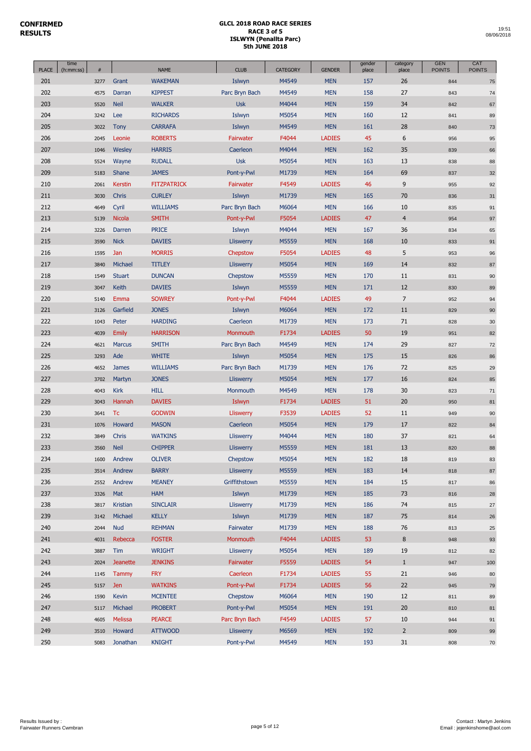**CONFIRMED RESULTS**

**GLCL 2018 ROAD RACE SERIES**
**RACE 3 of 5**
**ISLWYN (Penallta Parc)**
**5th JUNE 2018**

19:51
08/06/2018

| PLACE | time (h:mm:ss) | # | | NAME | CLUB | CATEGORY | GENDER | gender place | category place | GEN POINTS | CAT POINTS |
|---|---|---|---|---|---|---|---|---|---|---|---|
| 201 | | 3277 | Grant | WAKEMAN | Islwyn | M4549 | MEN | 157 | 26 | 844 | 75 |
| 202 | | 4575 | Darran | KIPPEST | Parc Bryn Bach | M4549 | MEN | 158 | 27 | 843 | 74 |
| 203 | | 5520 | Neil | WALKER | Usk | M4044 | MEN | 159 | 34 | 842 | 67 |
| 204 | | 3242 | Lee | RICHARDS | Islwyn | M5054 | MEN | 160 | 12 | 841 | 89 |
| 205 | | 3022 | Tony | CARRAFA | Islwyn | M4549 | MEN | 161 | 28 | 840 | 73 |
| 206 | | 2045 | Leonie | ROBERTS | Fairwater | F4044 | LADIES | 45 | 6 | 956 | 95 |
| 207 | | 1046 | Wesley | HARRIS | Caerleon | M4044 | MEN | 162 | 35 | 839 | 66 |
| 208 | | 5524 | Wayne | RUDALL | Usk | M5054 | MEN | 163 | 13 | 838 | 88 |
| 209 | | 5183 | Shane | JAMES | Pont-y-Pwl | M1739 | MEN | 164 | 69 | 837 | 32 |
| 210 | | 2061 | Kerstin | FITZPATRICK | Fairwater | F4549 | LADIES | 46 | 9 | 955 | 92 |
| 211 | | 3030 | Chris | CURLEY | Islwyn | M1739 | MEN | 165 | 70 | 836 | 31 |
| 212 | | 4649 | Cyril | WILLIAMS | Parc Bryn Bach | M6064 | MEN | 166 | 10 | 835 | 91 |
| 213 | | 5139 | Nicola | SMITH | Pont-y-Pwl | F5054 | LADIES | 47 | 4 | 954 | 97 |
| 214 | | 3226 | Darren | PRICE | Islwyn | M4044 | MEN | 167 | 36 | 834 | 65 |
| 215 | | 3590 | Nick | DAVIES | Lliswerry | M5559 | MEN | 168 | 10 | 833 | 91 |
| 216 | | 1595 | Jan | MORRIS | Chepstow | F5054 | LADIES | 48 | 5 | 953 | 96 |
| 217 | | 3840 | Michael | TITLEY | Lliswerry | M5054 | MEN | 169 | 14 | 832 | 87 |
| 218 | | 1549 | Stuart | DUNCAN | Chepstow | M5559 | MEN | 170 | 11 | 831 | 90 |
| 219 | | 3047 | Keith | DAVIES | Islwyn | M5559 | MEN | 171 | 12 | 830 | 89 |
| 220 | | 5140 | Emma | SOWREY | Pont-y-Pwl | F4044 | LADIES | 49 | 7 | 952 | 94 |
| 221 | | 3126 | Garfield | JONES | Islwyn | M6064 | MEN | 172 | 11 | 829 | 90 |
| 222 | | 1043 | Peter | HARDING | Caerleon | M1739 | MEN | 173 | 71 | 828 | 30 |
| 223 | | 4039 | Emily | HARRISON | Monmouth | F1734 | LADIES | 50 | 19 | 951 | 82 |
| 224 | | 4621 | Marcus | SMITH | Parc Bryn Bach | M4549 | MEN | 174 | 29 | 827 | 72 |
| 225 | | 3293 | Ade | WHITE | Islwyn | M5054 | MEN | 175 | 15 | 826 | 86 |
| 226 | | 4652 | James | WILLIAMS | Parc Bryn Bach | M1739 | MEN | 176 | 72 | 825 | 29 |
| 227 | | 3702 | Martyn | JONES | Lliswerry | M5054 | MEN | 177 | 16 | 824 | 85 |
| 228 | | 4043 | Kirk | HILL | Monmouth | M4549 | MEN | 178 | 30 | 823 | 71 |
| 229 | | 3043 | Hannah | DAVIES | Islwyn | F1734 | LADIES | 51 | 20 | 950 | 81 |
| 230 | | 3641 | Tc | GODWIN | Lliswerry | F3539 | LADIES | 52 | 11 | 949 | 90 |
| 231 | | 1076 | Howard | MASON | Caerleon | M5054 | MEN | 179 | 17 | 822 | 84 |
| 232 | | 3849 | Chris | WATKINS | Lliswerry | M4044 | MEN | 180 | 37 | 821 | 64 |
| 233 | | 3560 | Neil | CHIPPER | Lliswerry | M5559 | MEN | 181 | 13 | 820 | 88 |
| 234 | | 1600 | Andrew | OLIVER | Chepstow | M5054 | MEN | 182 | 18 | 819 | 83 |
| 235 | | 3514 | Andrew | BARRY | Lliswerry | M5559 | MEN | 183 | 14 | 818 | 87 |
| 236 | | 2552 | Andrew | MEANEY | Griffithstown | M5559 | MEN | 184 | 15 | 817 | 86 |
| 237 | | 3326 | Mat | HAM | Islwyn | M1739 | MEN | 185 | 73 | 816 | 28 |
| 238 | | 3817 | Kristian | SINCLAIR | Lliswerry | M1739 | MEN | 186 | 74 | 815 | 27 |
| 239 | | 3142 | Michael | KELLY | Islwyn | M1739 | MEN | 187 | 75 | 814 | 26 |
| 240 | | 2044 | Nud | REHMAN | Fairwater | M1739 | MEN | 188 | 76 | 813 | 25 |
| 241 | | 4031 | Rebecca | FOSTER | Monmouth | F4044 | LADIES | 53 | 8 | 948 | 93 |
| 242 | | 3887 | Tim | WRIGHT | Lliswerry | M5054 | MEN | 189 | 19 | 812 | 82 |
| 243 | | 2024 | Jeanette | JENKINS | Fairwater | F5559 | LADIES | 54 | 1 | 947 | 100 |
| 244 | | 1145 | Tammy | FRY | Caerleon | F1734 | LADIES | 55 | 21 | 946 | 80 |
| 245 | | 5157 | Jen | WATKINS | Pont-y-Pwl | F1734 | LADIES | 56 | 22 | 945 | 79 |
| 246 | | 1590 | Kevin | MCENTEE | Chepstow | M6064 | MEN | 190 | 12 | 811 | 89 |
| 247 | | 5117 | Michael | PROBERT | Pont-y-Pwl | M5054 | MEN | 191 | 20 | 810 | 81 |
| 248 | | 4605 | Melissa | PEARCE | Parc Bryn Bach | F4549 | LADIES | 57 | 10 | 944 | 91 |
| 249 | | 3510 | Howard | ATTWOOD | Lliswerry | M6569 | MEN | 192 | 2 | 809 | 99 |
| 250 | | 5083 | Jonathan | KNIGHT | Pont-y-Pwl | M4549 | MEN | 193 | 31 | 808 | 70 |

Results Issued by :
Fairwater Runners Cwmbran

Contact : Martyn Jenkins
Email : jejenkinshome@aol.com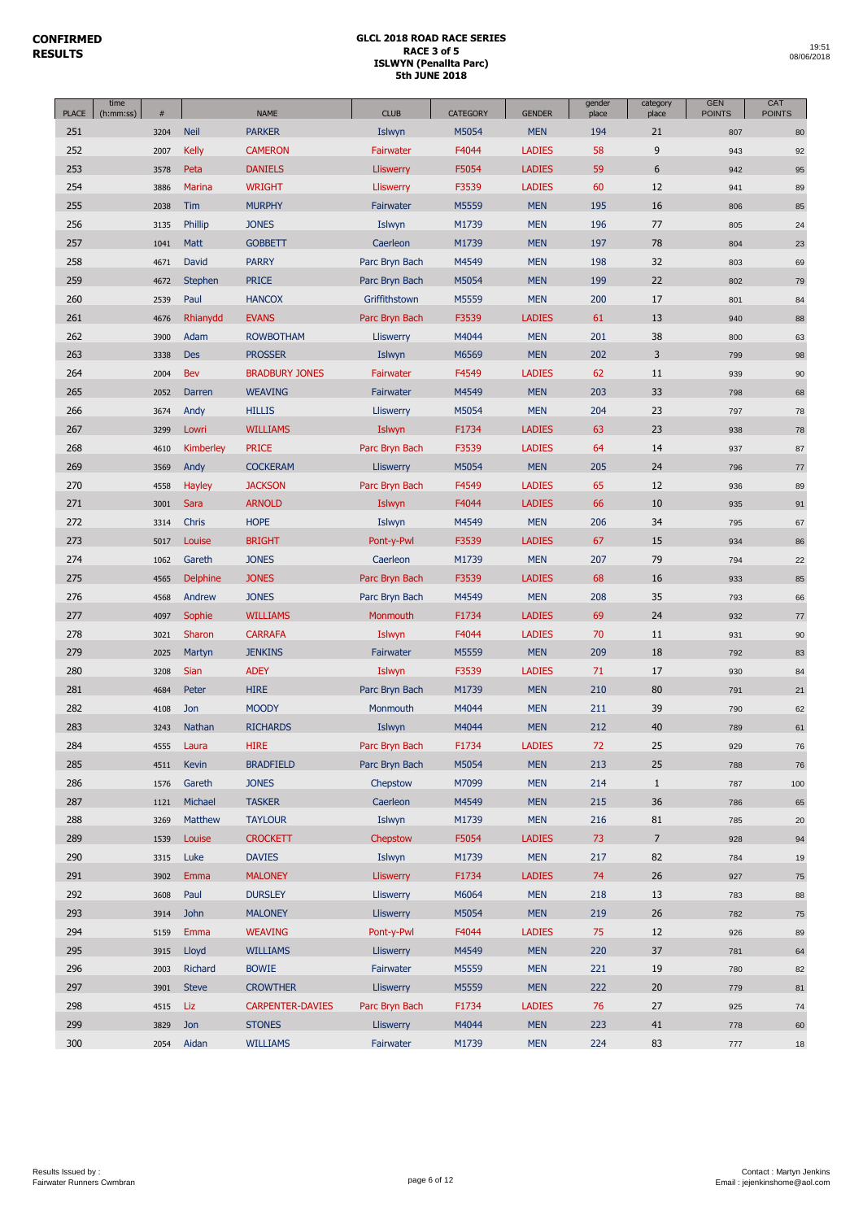**CONFIRMED RESULTS**

**GLCL 2018 ROAD RACE SERIES**
**RACE 3 of 5**
**ISLWYN (Penallta Parc)**
**5th JUNE 2018**

19:51
08/06/2018

| PLACE | time (h:mm:ss) | # | | NAME | CLUB | CATEGORY | GENDER | gender place | category place | GEN POINTS | CAT POINTS |
|---|---|---|---|---|---|---|---|---|---|---|---|
| 251 | | 3204 | Neil | PARKER | Islwyn | M5054 | MEN | 194 | 21 | 807 | 80 |
| 252 | | 2007 | Kelly | CAMERON | Fairwater | F4044 | LADIES | 58 | 9 | 943 | 92 |
| 253 | | 3578 | Peta | DANIELS | Lliswerry | F5054 | LADIES | 59 | 6 | 942 | 95 |
| 254 | | 3886 | Marina | WRIGHT | Lliswerry | F3539 | LADIES | 60 | 12 | 941 | 89 |
| 255 | | 2038 | Tim | MURPHY | Fairwater | M5559 | MEN | 195 | 16 | 806 | 85 |
| 256 | | 3135 | Phillip | JONES | Islwyn | M1739 | MEN | 196 | 77 | 805 | 24 |
| 257 | | 1041 | Matt | GOBBETT | Caerleon | M1739 | MEN | 197 | 78 | 804 | 23 |
| 258 | | 4671 | David | PARRY | Parc Bryn Bach | M4549 | MEN | 198 | 32 | 803 | 69 |
| 259 | | 4672 | Stephen | PRICE | Parc Bryn Bach | M5054 | MEN | 199 | 22 | 802 | 79 |
| 260 | | 2539 | Paul | HANCOX | Griffithstown | M5559 | MEN | 200 | 17 | 801 | 84 |
| 261 | | 4676 | Rhianydd | EVANS | Parc Bryn Bach | F3539 | LADIES | 61 | 13 | 940 | 88 |
| 262 | | 3900 | Adam | ROWBOTHAM | Lliswerry | M4044 | MEN | 201 | 38 | 800 | 63 |
| 263 | | 3338 | Des | PROSSER | Islwyn | M6569 | MEN | 202 | 3 | 799 | 98 |
| 264 | | 2004 | Bev | BRADBURY JONES | Fairwater | F4549 | LADIES | 62 | 11 | 939 | 90 |
| 265 | | 2052 | Darren | WEAVING | Fairwater | M4549 | MEN | 203 | 33 | 798 | 68 |
| 266 | | 3674 | Andy | HILLIS | Lliswerry | M5054 | MEN | 204 | 23 | 797 | 78 |
| 267 | | 3299 | Lowri | WILLIAMS | Islwyn | F1734 | LADIES | 63 | 23 | 938 | 78 |
| 268 | | 4610 | Kimberley | PRICE | Parc Bryn Bach | F3539 | LADIES | 64 | 14 | 937 | 87 |
| 269 | | 3569 | Andy | COCKERAM | Lliswerry | M5054 | MEN | 205 | 24 | 796 | 77 |
| 270 | | 4558 | Hayley | JACKSON | Parc Bryn Bach | F4549 | LADIES | 65 | 12 | 936 | 89 |
| 271 | | 3001 | Sara | ARNOLD | Islwyn | F4044 | LADIES | 66 | 10 | 935 | 91 |
| 272 | | 3314 | Chris | HOPE | Islwyn | M4549 | MEN | 206 | 34 | 795 | 67 |
| 273 | | 5017 | Louise | BRIGHT | Pont-y-Pwl | F3539 | LADIES | 67 | 15 | 934 | 86 |
| 274 | | 1062 | Gareth | JONES | Caerleon | M1739 | MEN | 207 | 79 | 794 | 22 |
| 275 | | 4565 | Delphine | JONES | Parc Bryn Bach | F3539 | LADIES | 68 | 16 | 933 | 85 |
| 276 | | 4568 | Andrew | JONES | Parc Bryn Bach | M4549 | MEN | 208 | 35 | 793 | 66 |
| 277 | | 4097 | Sophie | WILLIAMS | Monmouth | F1734 | LADIES | 69 | 24 | 932 | 77 |
| 278 | | 3021 | Sharon | CARRAFA | Islwyn | F4044 | LADIES | 70 | 11 | 931 | 90 |
| 279 | | 2025 | Martyn | JENKINS | Fairwater | M5559 | MEN | 209 | 18 | 792 | 83 |
| 280 | | 3208 | Sian | ADEY | Islwyn | F3539 | LADIES | 71 | 17 | 930 | 84 |
| 281 | | 4684 | Peter | HIRE | Parc Bryn Bach | M1739 | MEN | 210 | 80 | 791 | 21 |
| 282 | | 4108 | Jon | MOODY | Monmouth | M4044 | MEN | 211 | 39 | 790 | 62 |
| 283 | | 3243 | Nathan | RICHARDS | Islwyn | M4044 | MEN | 212 | 40 | 789 | 61 |
| 284 | | 4555 | Laura | HIRE | Parc Bryn Bach | F1734 | LADIES | 72 | 25 | 929 | 76 |
| 285 | | 4511 | Kevin | BRADFIELD | Parc Bryn Bach | M5054 | MEN | 213 | 25 | 788 | 76 |
| 286 | | 1576 | Gareth | JONES | Chepstow | M7099 | MEN | 214 | 1 | 787 | 100 |
| 287 | | 1121 | Michael | TASKER | Caerleon | M4549 | MEN | 215 | 36 | 786 | 65 |
| 288 | | 3269 | Matthew | TAYLOUR | Islwyn | M1739 | MEN | 216 | 81 | 785 | 20 |
| 289 | | 1539 | Louise | CROCKETT | Chepstow | F5054 | LADIES | 73 | 7 | 928 | 94 |
| 290 | | 3315 | Luke | DAVIES | Islwyn | M1739 | MEN | 217 | 82 | 784 | 19 |
| 291 | | 3902 | Emma | MALONEY | Lliswerry | F1734 | LADIES | 74 | 26 | 927 | 75 |
| 292 | | 3608 | Paul | DURSLEY | Lliswerry | M6064 | MEN | 218 | 13 | 783 | 88 |
| 293 | | 3914 | John | MALONEY | Lliswerry | M5054 | MEN | 219 | 26 | 782 | 75 |
| 294 | | 5159 | Emma | WEAVING | Pont-y-Pwl | F4044 | LADIES | 75 | 12 | 926 | 89 |
| 295 | | 3915 | Lloyd | WILLIAMS | Lliswerry | M4549 | MEN | 220 | 37 | 781 | 64 |
| 296 | | 2003 | Richard | BOWIE | Fairwater | M5559 | MEN | 221 | 19 | 780 | 82 |
| 297 | | 3901 | Steve | CROWTHER | Lliswerry | M5559 | MEN | 222 | 20 | 779 | 81 |
| 298 | | 4515 | Liz | CARPENTER-DAVIES | Parc Bryn Bach | F1734 | LADIES | 76 | 27 | 925 | 74 |
| 299 | | 3829 | Jon | STONES | Lliswerry | M4044 | MEN | 223 | 41 | 778 | 60 |
| 300 | | 2054 | Aidan | WILLIAMS | Fairwater | M1739 | MEN | 224 | 83 | 777 | 18 |

Results Issued by :
Fairwater Runners Cwmbran

Contact : Martyn Jenkins
Email : jejenkinshome@aol.com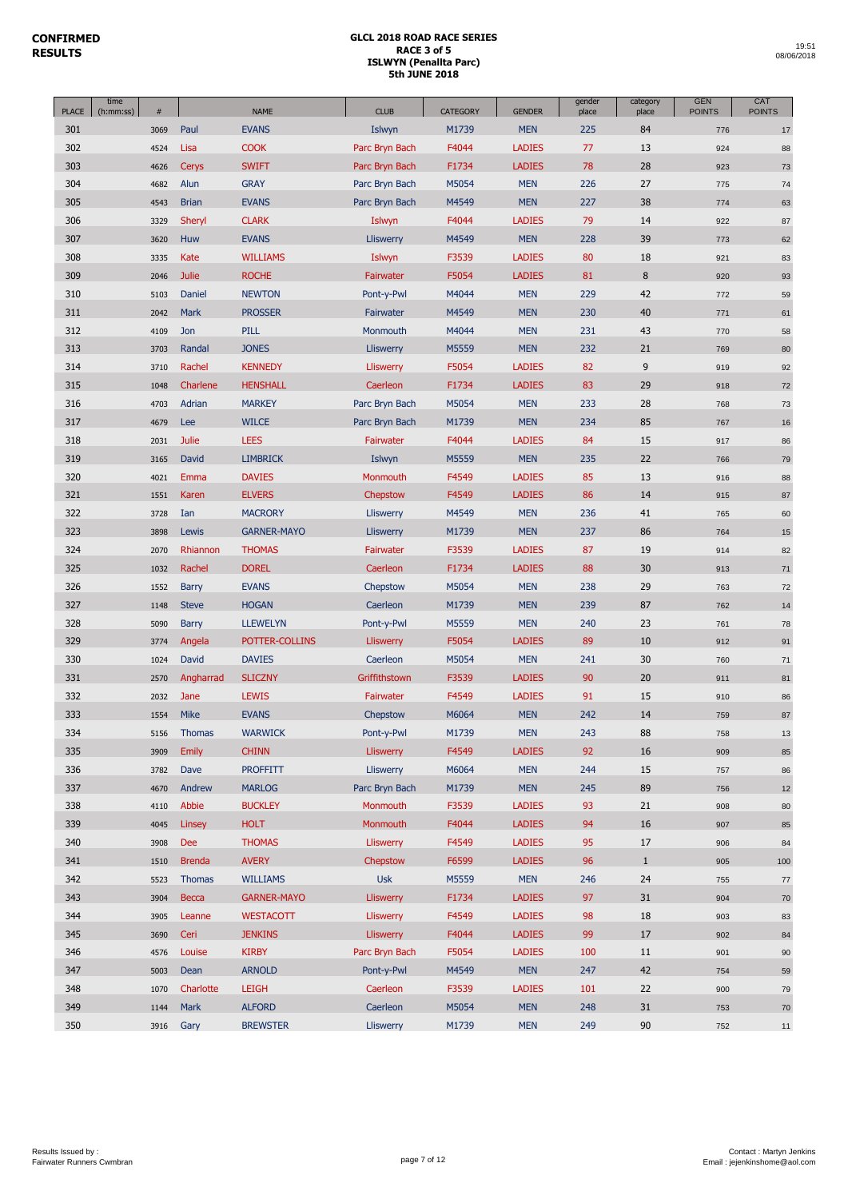**CONFIRMED RESULTS**

**GLCL 2018 ROAD RACE SERIES**
**RACE 3 of 5**
**ISLWYN (Penallta Parc)**
**5th JUNE 2018**

19:51
08/06/2018

| PLACE | time (h:mm:ss) | # | | NAME | CLUB | CATEGORY | GENDER | gender place | category place | GEN POINTS | CAT POINTS |
|---|---|---|---|---|---|---|---|---|---|---|---|
| 301 | | 3069 | Paul | EVANS | Islwyn | M1739 | MEN | 225 | 84 | 776 | 17 |
| 302 | | 4524 | Lisa | COOK | Parc Bryn Bach | F4044 | LADIES | 77 | 13 | 924 | 88 |
| 303 | | 4626 | Cerys | SWIFT | Parc Bryn Bach | F1734 | LADIES | 78 | 28 | 923 | 73 |
| 304 | | 4682 | Alun | GRAY | Parc Bryn Bach | M5054 | MEN | 226 | 27 | 775 | 74 |
| 305 | | 4543 | Brian | EVANS | Parc Bryn Bach | M4549 | MEN | 227 | 38 | 774 | 63 |
| 306 | | 3329 | Sheryl | CLARK | Islwyn | F4044 | LADIES | 79 | 14 | 922 | 87 |
| 307 | | 3620 | Huw | EVANS | Lliswerry | M4549 | MEN | 228 | 39 | 773 | 62 |
| 308 | | 3335 | Kate | WILLIAMS | Islwyn | F3539 | LADIES | 80 | 18 | 921 | 83 |
| 309 | | 2046 | Julie | ROCHE | Fairwater | F5054 | LADIES | 81 | 8 | 920 | 93 |
| 310 | | 5103 | Daniel | NEWTON | Pont-y-Pwl | M4044 | MEN | 229 | 42 | 772 | 59 |
| 311 | | 2042 | Mark | PROSSER | Fairwater | M4549 | MEN | 230 | 40 | 771 | 61 |
| 312 | | 4109 | Jon | PILL | Monmouth | M4044 | MEN | 231 | 43 | 770 | 58 |
| 313 | | 3703 | Randal | JONES | Lliswerry | M5559 | MEN | 232 | 21 | 769 | 80 |
| 314 | | 3710 | Rachel | KENNEDY | Lliswerry | F5054 | LADIES | 82 | 9 | 919 | 92 |
| 315 | | 1048 | Charlene | HENSHALL | Caerleon | F1734 | LADIES | 83 | 29 | 918 | 72 |
| 316 | | 4703 | Adrian | MARKEY | Parc Bryn Bach | M5054 | MEN | 233 | 28 | 768 | 73 |
| 317 | | 4679 | Lee | WILCE | Parc Bryn Bach | M1739 | MEN | 234 | 85 | 767 | 16 |
| 318 | | 2031 | Julie | LEES | Fairwater | F4044 | LADIES | 84 | 15 | 917 | 86 |
| 319 | | 3165 | David | LIMBRICK | Islwyn | M5559 | MEN | 235 | 22 | 766 | 79 |
| 320 | | 4021 | Emma | DAVIES | Monmouth | F4549 | LADIES | 85 | 13 | 916 | 88 |
| 321 | | 1551 | Karen | ELVERS | Chepstow | F4549 | LADIES | 86 | 14 | 915 | 87 |
| 322 | | 3728 | Ian | MACRORY | Lliswerry | M4549 | MEN | 236 | 41 | 765 | 60 |
| 323 | | 3898 | Lewis | GARNER-MAYO | Lliswerry | M1739 | MEN | 237 | 86 | 764 | 15 |
| 324 | | 2070 | Rhiannon | THOMAS | Fairwater | F3539 | LADIES | 87 | 19 | 914 | 82 |
| 325 | | 1032 | Rachel | DOREL | Caerleon | F1734 | LADIES | 88 | 30 | 913 | 71 |
| 326 | | 1552 | Barry | EVANS | Chepstow | M5054 | MEN | 238 | 29 | 763 | 72 |
| 327 | | 1148 | Steve | HOGAN | Caerleon | M1739 | MEN | 239 | 87 | 762 | 14 |
| 328 | | 5090 | Barry | LLEWELYN | Pont-y-Pwl | M5559 | MEN | 240 | 23 | 761 | 78 |
| 329 | | 3774 | Angela | POTTER-COLLINS | Lliswerry | F5054 | LADIES | 89 | 10 | 912 | 91 |
| 330 | | 1024 | David | DAVIES | Caerleon | M5054 | MEN | 241 | 30 | 760 | 71 |
| 331 | | 2570 | Angharrad | SLICZNY | Griffithstown | F3539 | LADIES | 90 | 20 | 911 | 81 |
| 332 | | 2032 | Jane | LEWIS | Fairwater | F4549 | LADIES | 91 | 15 | 910 | 86 |
| 333 | | 1554 | Mike | EVANS | Chepstow | M6064 | MEN | 242 | 14 | 759 | 87 |
| 334 | | 5156 | Thomas | WARWICK | Pont-y-Pwl | M1739 | MEN | 243 | 88 | 758 | 13 |
| 335 | | 3909 | Emily | CHINN | Lliswerry | F4549 | LADIES | 92 | 16 | 909 | 85 |
| 336 | | 3782 | Dave | PROFFITT | Lliswerry | M6064 | MEN | 244 | 15 | 757 | 86 |
| 337 | | 4670 | Andrew | MARLOG | Parc Bryn Bach | M1739 | MEN | 245 | 89 | 756 | 12 |
| 338 | | 4110 | Abbie | BUCKLEY | Monmouth | F3539 | LADIES | 93 | 21 | 908 | 80 |
| 339 | | 4045 | Linsey | HOLT | Monmouth | F4044 | LADIES | 94 | 16 | 907 | 85 |
| 340 | | 3908 | Dee | THOMAS | Lliswerry | F4549 | LADIES | 95 | 17 | 906 | 84 |
| 341 | | 1510 | Brenda | AVERY | Chepstow | F6599 | LADIES | 96 | 1 | 905 | 100 |
| 342 | | 5523 | Thomas | WILLIAMS | Usk | M5559 | MEN | 246 | 24 | 755 | 77 |
| 343 | | 3904 | Becca | GARNER-MAYO | Lliswerry | F1734 | LADIES | 97 | 31 | 904 | 70 |
| 344 | | 3905 | Leanne | WESTACOTT | Lliswerry | F4549 | LADIES | 98 | 18 | 903 | 83 |
| 345 | | 3690 | Ceri | JENKINS | Lliswerry | F4044 | LADIES | 99 | 17 | 902 | 84 |
| 346 | | 4576 | Louise | KIRBY | Parc Bryn Bach | F5054 | LADIES | 100 | 11 | 901 | 90 |
| 347 | | 5003 | Dean | ARNOLD | Pont-y-Pwl | M4549 | MEN | 247 | 42 | 754 | 59 |
| 348 | | 1070 | Charlotte | LEIGH | Caerleon | F3539 | LADIES | 101 | 22 | 900 | 79 |
| 349 | | 1144 | Mark | ALFORD | Caerleon | M5054 | MEN | 248 | 31 | 753 | 70 |
| 350 | | 3916 | Gary | BREWSTER | Lliswerry | M1739 | MEN | 249 | 90 | 752 | 11 |

Results Issued by :
Fairwater Runners Cwmbran

Contact : Martyn Jenkins
Email : jejenkinshome@aol.com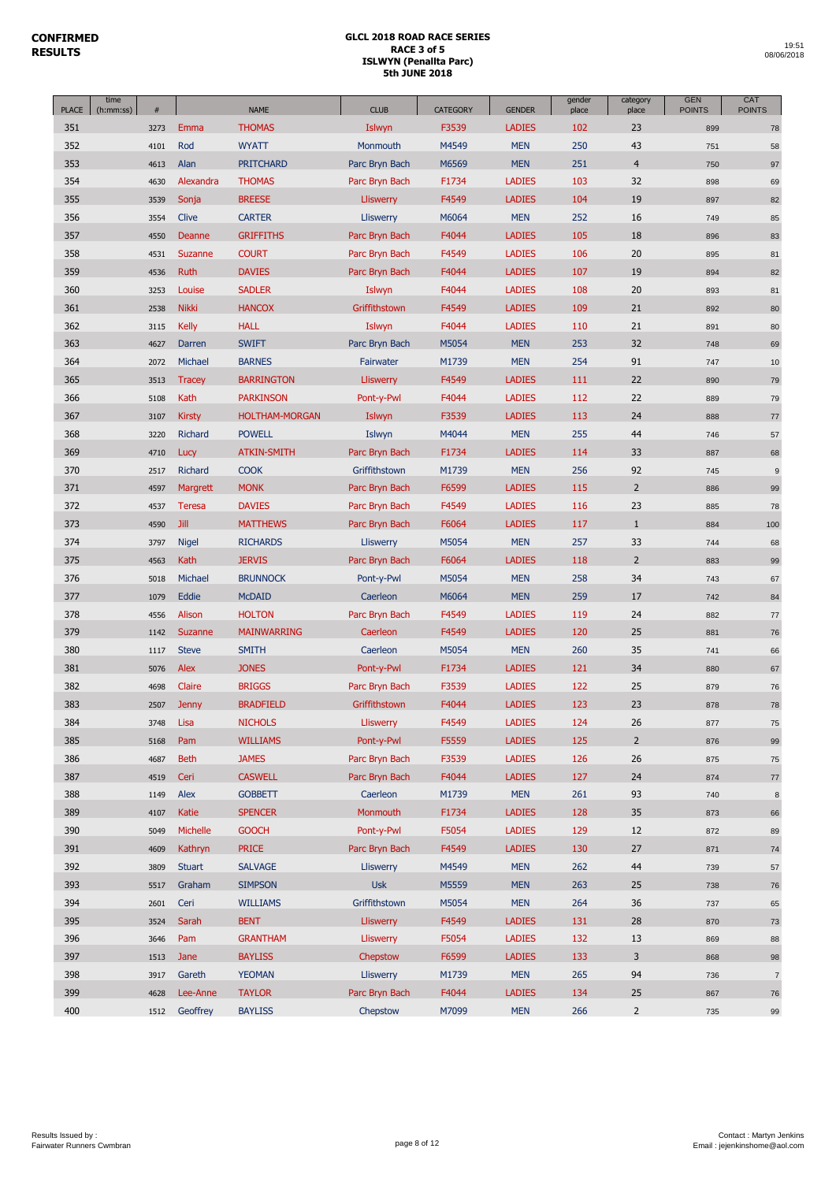**CONFIRMED RESULTS**

# GLCL 2018 ROAD RACE SERIES
## RACE 3 of 5
## ISLWYN (Penallta Parc)
## 5th JUNE 2018

19:51
08/06/2018

| PLACE | time (h:mm:ss) | # | | NAME | CLUB | CATEGORY | GENDER | gender place | category place | GEN POINTS | CAT POINTS |
|---|---|---|---|---|---|---|---|---|---|---|---|
| 351 | | 3273 | Emma | THOMAS | Islwyn | F3539 | LADIES | 102 | 23 | 899 | 78 |
| 352 | | 4101 | Rod | WYATT | Monmouth | M4549 | MEN | 250 | 43 | 751 | 58 |
| 353 | | 4613 | Alan | PRITCHARD | Parc Bryn Bach | M6569 | MEN | 251 | 4 | 750 | 97 |
| 354 | | 4630 | Alexandra | THOMAS | Parc Bryn Bach | F1734 | LADIES | 103 | 32 | 898 | 69 |
| 355 | | 3539 | Sonja | BREESE | Lliswerry | F4549 | LADIES | 104 | 19 | 897 | 82 |
| 356 | | 3554 | Clive | CARTER | Lliswerry | M6064 | MEN | 252 | 16 | 749 | 85 |
| 357 | | 4550 | Deanne | GRIFFITHS | Parc Bryn Bach | F4044 | LADIES | 105 | 18 | 896 | 83 |
| 358 | | 4531 | Suzanne | COURT | Parc Bryn Bach | F4549 | LADIES | 106 | 20 | 895 | 81 |
| 359 | | 4536 | Ruth | DAVIES | Parc Bryn Bach | F4044 | LADIES | 107 | 19 | 894 | 82 |
| 360 | | 3253 | Louise | SADLER | Islwyn | F4044 | LADIES | 108 | 20 | 893 | 81 |
| 361 | | 2538 | Nikki | HANCOX | Griffithstown | F4549 | LADIES | 109 | 21 | 892 | 80 |
| 362 | | 3115 | Kelly | HALL | Islwyn | F4044 | LADIES | 110 | 21 | 891 | 80 |
| 363 | | 4627 | Darren | SWIFT | Parc Bryn Bach | M5054 | MEN | 253 | 32 | 748 | 69 |
| 364 | | 2072 | Michael | BARNES | Fairwater | M1739 | MEN | 254 | 91 | 747 | 10 |
| 365 | | 3513 | Tracey | BARRINGTON | Lliswerry | F4549 | LADIES | 111 | 22 | 890 | 79 |
| 366 | | 5108 | Kath | PARKINSON | Pont-y-Pwl | F4044 | LADIES | 112 | 22 | 889 | 79 |
| 367 | | 3107 | Kirsty | HOLTHAM-MORGAN | Islwyn | F3539 | LADIES | 113 | 24 | 888 | 77 |
| 368 | | 3220 | Richard | POWELL | Islwyn | M4044 | MEN | 255 | 44 | 746 | 57 |
| 369 | | 4710 | Lucy | ATKIN-SMITH | Parc Bryn Bach | F1734 | LADIES | 114 | 33 | 887 | 68 |
| 370 | | 2517 | Richard | COOK | Griffithstown | M1739 | MEN | 256 | 92 | 745 | 9 |
| 371 | | 4597 | Margrett | MONK | Parc Bryn Bach | F6599 | LADIES | 115 | 2 | 886 | 99 |
| 372 | | 4537 | Teresa | DAVIES | Parc Bryn Bach | F4549 | LADIES | 116 | 23 | 885 | 78 |
| 373 | | 4590 | Jill | MATTHEWS | Parc Bryn Bach | F6064 | LADIES | 117 | 1 | 884 | 100 |
| 374 | | 3797 | Nigel | RICHARDS | Lliswerry | M5054 | MEN | 257 | 33 | 744 | 68 |
| 375 | | 4563 | Kath | JERVIS | Parc Bryn Bach | F6064 | LADIES | 118 | 2 | 883 | 99 |
| 376 | | 5018 | Michael | BRUNNOCK | Pont-y-Pwl | M5054 | MEN | 258 | 34 | 743 | 67 |
| 377 | | 1079 | Eddie | McDAID | Caerleon | M6064 | MEN | 259 | 17 | 742 | 84 |
| 378 | | 4556 | Alison | HOLTON | Parc Bryn Bach | F4549 | LADIES | 119 | 24 | 882 | 77 |
| 379 | | 1142 | Suzanne | MAINWARRING | Caerleon | F4549 | LADIES | 120 | 25 | 881 | 76 |
| 380 | | 1117 | Steve | SMITH | Caerleon | M5054 | MEN | 260 | 35 | 741 | 66 |
| 381 | | 5076 | Alex | JONES | Pont-y-Pwl | F1734 | LADIES | 121 | 34 | 880 | 67 |
| 382 | | 4698 | Claire | BRIGGS | Parc Bryn Bach | F3539 | LADIES | 122 | 25 | 879 | 76 |
| 383 | | 2507 | Jenny | BRADFIELD | Griffithstown | F4044 | LADIES | 123 | 23 | 878 | 78 |
| 384 | | 3748 | Lisa | NICHOLS | Lliswerry | F4549 | LADIES | 124 | 26 | 877 | 75 |
| 385 | | 5168 | Pam | WILLIAMS | Pont-y-Pwl | F5559 | LADIES | 125 | 2 | 876 | 99 |
| 386 | | 4687 | Beth | JAMES | Parc Bryn Bach | F3539 | LADIES | 126 | 26 | 875 | 75 |
| 387 | | 4519 | Ceri | CASWELL | Parc Bryn Bach | F4044 | LADIES | 127 | 24 | 874 | 77 |
| 388 | | 1149 | Alex | GOBBETT | Caerleon | M1739 | MEN | 261 | 93 | 740 | 8 |
| 389 | | 4107 | Katie | SPENCER | Monmouth | F1734 | LADIES | 128 | 35 | 873 | 66 |
| 390 | | 5049 | Michelle | GOOCH | Pont-y-Pwl | F5054 | LADIES | 129 | 12 | 872 | 89 |
| 391 | | 4609 | Kathryn | PRICE | Parc Bryn Bach | F4549 | LADIES | 130 | 27 | 871 | 74 |
| 392 | | 3809 | Stuart | SALVAGE | Lliswerry | M4549 | MEN | 262 | 44 | 739 | 57 |
| 393 | | 5517 | Graham | SIMPSON | Usk | M5559 | MEN | 263 | 25 | 738 | 76 |
| 394 | | 2601 | Ceri | WILLIAMS | Griffithstown | M5054 | MEN | 264 | 36 | 737 | 65 |
| 395 | | 3524 | Sarah | BENT | Lliswerry | F4549 | LADIES | 131 | 28 | 870 | 73 |
| 396 | | 3646 | Pam | GRANTHAM | Lliswerry | F5054 | LADIES | 132 | 13 | 869 | 88 |
| 397 | | 1513 | Jane | BAYLISS | Chepstow | F6599 | LADIES | 133 | 3 | 868 | 98 |
| 398 | | 3917 | Gareth | YEOMAN | Lliswerry | M1739 | MEN | 265 | 94 | 736 | 7 |
| 399 | | 4628 | Lee-Anne | TAYLOR | Parc Bryn Bach | F4044 | LADIES | 134 | 25 | 867 | 76 |
| 400 | | 1512 | Geoffrey | BAYLISS | Chepstow | M7099 | MEN | 266 | 2 | 735 | 99 |

Results Issued by : Fairwater Runners Cwmbran

Contact : Martyn Jenkins
Email : jejenkinshome@aol.com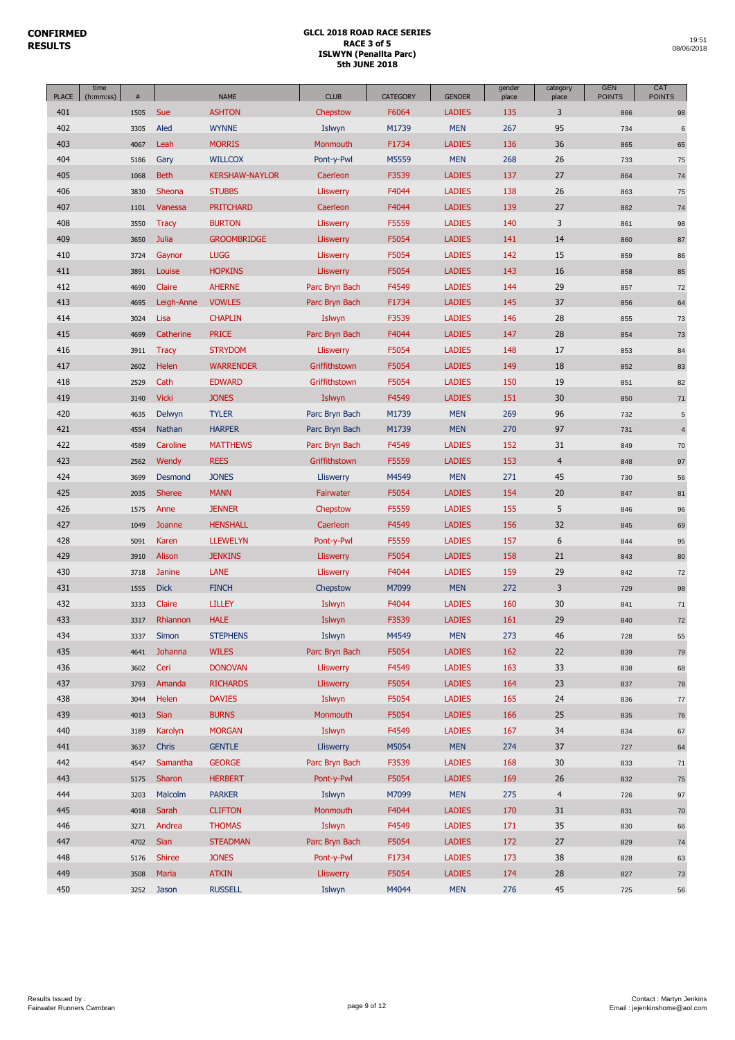**CONFIRMED RESULTS**

# GLCL 2018 ROAD RACE SERIES
## RACE 3 of 5
## ISLWYN (Penallta Parc)
## 5th JUNE 2018

19:51
08/06/2018

| PLACE | time (h:mm:ss) | # | | NAME | CLUB | CATEGORY | GENDER | gender place | category place | GEN POINTS | CAT POINTS |
|---|---|---|---|---|---|---|---|---|---|---|---|
| 401 | | 1505 | Sue | ASHTON | Chepstow | F6064 | LADIES | 135 | 3 | 866 | 98 |
| 402 | | 3305 | Aled | WYNNE | Islwyn | M1739 | MEN | 267 | 95 | 734 | 6 |
| 403 | | 4067 | Leah | MORRIS | Monmouth | F1734 | LADIES | 136 | 36 | 865 | 65 |
| 404 | | 5186 | Gary | WILLCOX | Pont-y-Pwl | M5559 | MEN | 268 | 26 | 733 | 75 |
| 405 | | 1068 | Beth | KERSHAW-NAYLOR | Caerleon | F3539 | LADIES | 137 | 27 | 864 | 74 |
| 406 | | 3830 | Sheona | STUBBS | Lliswerry | F4044 | LADIES | 138 | 26 | 863 | 75 |
| 407 | | 1101 | Vanessa | PRITCHARD | Caerleon | F4044 | LADIES | 139 | 27 | 862 | 74 |
| 408 | | 3550 | Tracy | BURTON | Lliswerry | F5559 | LADIES | 140 | 3 | 861 | 98 |
| 409 | | 3650 | Julia | GROOMBRIDGE | Lliswerry | F5054 | LADIES | 141 | 14 | 860 | 87 |
| 410 | | 3724 | Gaynor | LUGG | Lliswerry | F5054 | LADIES | 142 | 15 | 859 | 86 |
| 411 | | 3891 | Louise | HOPKINS | Lliswerry | F5054 | LADIES | 143 | 16 | 858 | 85 |
| 412 | | 4690 | Claire | AHERNE | Parc Bryn Bach | F4549 | LADIES | 144 | 29 | 857 | 72 |
| 413 | | 4695 | Leigh-Anne | VOWLES | Parc Bryn Bach | F1734 | LADIES | 145 | 37 | 856 | 64 |
| 414 | | 3024 | Lisa | CHAPLIN | Islwyn | F3539 | LADIES | 146 | 28 | 855 | 73 |
| 415 | | 4699 | Catherine | PRICE | Parc Bryn Bach | F4044 | LADIES | 147 | 28 | 854 | 73 |
| 416 | | 3911 | Tracy | STRYDOM | Lliswerry | F5054 | LADIES | 148 | 17 | 853 | 84 |
| 417 | | 2602 | Helen | WARRENDER | Griffithstown | F5054 | LADIES | 149 | 18 | 852 | 83 |
| 418 | | 2529 | Cath | EDWARD | Griffithstown | F5054 | LADIES | 150 | 19 | 851 | 82 |
| 419 | | 3140 | Vicki | JONES | Islwyn | F4549 | LADIES | 151 | 30 | 850 | 71 |
| 420 | | 4635 | Delwyn | TYLER | Parc Bryn Bach | M1739 | MEN | 269 | 96 | 732 | 5 |
| 421 | | 4554 | Nathan | HARPER | Parc Bryn Bach | M1739 | MEN | 270 | 97 | 731 | 4 |
| 422 | | 4589 | Caroline | MATTHEWS | Parc Bryn Bach | F4549 | LADIES | 152 | 31 | 849 | 70 |
| 423 | | 2562 | Wendy | REES | Griffithstown | F5559 | LADIES | 153 | 4 | 848 | 97 |
| 424 | | 3699 | Desmond | JONES | Lliswerry | M4549 | MEN | 271 | 45 | 730 | 56 |
| 425 | | 2035 | Sheree | MANN | Fairwater | F5054 | LADIES | 154 | 20 | 847 | 81 |
| 426 | | 1575 | Anne | JENNER | Chepstow | F5559 | LADIES | 155 | 5 | 846 | 96 |
| 427 | | 1049 | Joanne | HENSHALL | Caerleon | F4549 | LADIES | 156 | 32 | 845 | 69 |
| 428 | | 5091 | Karen | LLEWELYN | Pont-y-Pwl | F5559 | LADIES | 157 | 6 | 844 | 95 |
| 429 | | 3910 | Alison | JENKINS | Lliswerry | F5054 | LADIES | 158 | 21 | 843 | 80 |
| 430 | | 3718 | Janine | LANE | Lliswerry | F4044 | LADIES | 159 | 29 | 842 | 72 |
| 431 | | 1555 | Dick | FINCH | Chepstow | M7099 | MEN | 272 | 3 | 729 | 98 |
| 432 | | 3333 | Claire | LILLEY | Islwyn | F4044 | LADIES | 160 | 30 | 841 | 71 |
| 433 | | 3317 | Rhiannon | HALE | Islwyn | F3539 | LADIES | 161 | 29 | 840 | 72 |
| 434 | | 3337 | Simon | STEPHENS | Islwyn | M4549 | MEN | 273 | 46 | 728 | 55 |
| 435 | | 4641 | Johanna | WILES | Parc Bryn Bach | F5054 | LADIES | 162 | 22 | 839 | 79 |
| 436 | | 3602 | Ceri | DONOVAN | Lliswerry | F4549 | LADIES | 163 | 33 | 838 | 68 |
| 437 | | 3793 | Amanda | RICHARDS | Lliswerry | F5054 | LADIES | 164 | 23 | 837 | 78 |
| 438 | | 3044 | Helen | DAVIES | Islwyn | F5054 | LADIES | 165 | 24 | 836 | 77 |
| 439 | | 4013 | Sian | BURNS | Monmouth | F5054 | LADIES | 166 | 25 | 835 | 76 |
| 440 | | 3189 | Karolyn | MORGAN | Islwyn | F4549 | LADIES | 167 | 34 | 834 | 67 |
| 441 | | 3637 | Chris | GENTLE | Lliswerry | M5054 | MEN | 274 | 37 | 727 | 64 |
| 442 | | 4547 | Samantha | GEORGE | Parc Bryn Bach | F3539 | LADIES | 168 | 30 | 833 | 71 |
| 443 | | 5175 | Sharon | HERBERT | Pont-y-Pwl | F5054 | LADIES | 169 | 26 | 832 | 75 |
| 444 | | 3203 | Malcolm | PARKER | Islwyn | M7099 | MEN | 275 | 4 | 726 | 97 |
| 445 | | 4018 | Sarah | CLIFTON | Monmouth | F4044 | LADIES | 170 | 31 | 831 | 70 |
| 446 | | 3271 | Andrea | THOMAS | Islwyn | F4549 | LADIES | 171 | 35 | 830 | 66 |
| 447 | | 4702 | Sian | STEADMAN | Parc Bryn Bach | F5054 | LADIES | 172 | 27 | 829 | 74 |
| 448 | | 5176 | Shiree | JONES | Pont-y-Pwl | F1734 | LADIES | 173 | 38 | 828 | 63 |
| 449 | | 3508 | Maria | ATKIN | Lliswerry | F5054 | LADIES | 174 | 28 | 827 | 73 |
| 450 | | 3252 | Jason | RUSSELL | Islwyn | M4044 | MEN | 276 | 45 | 725 | 56 |

Results Issued by :
Fairwater Runners Cwmbran

Contact : Martyn Jenkins
Email : jejenkinshome@aol.com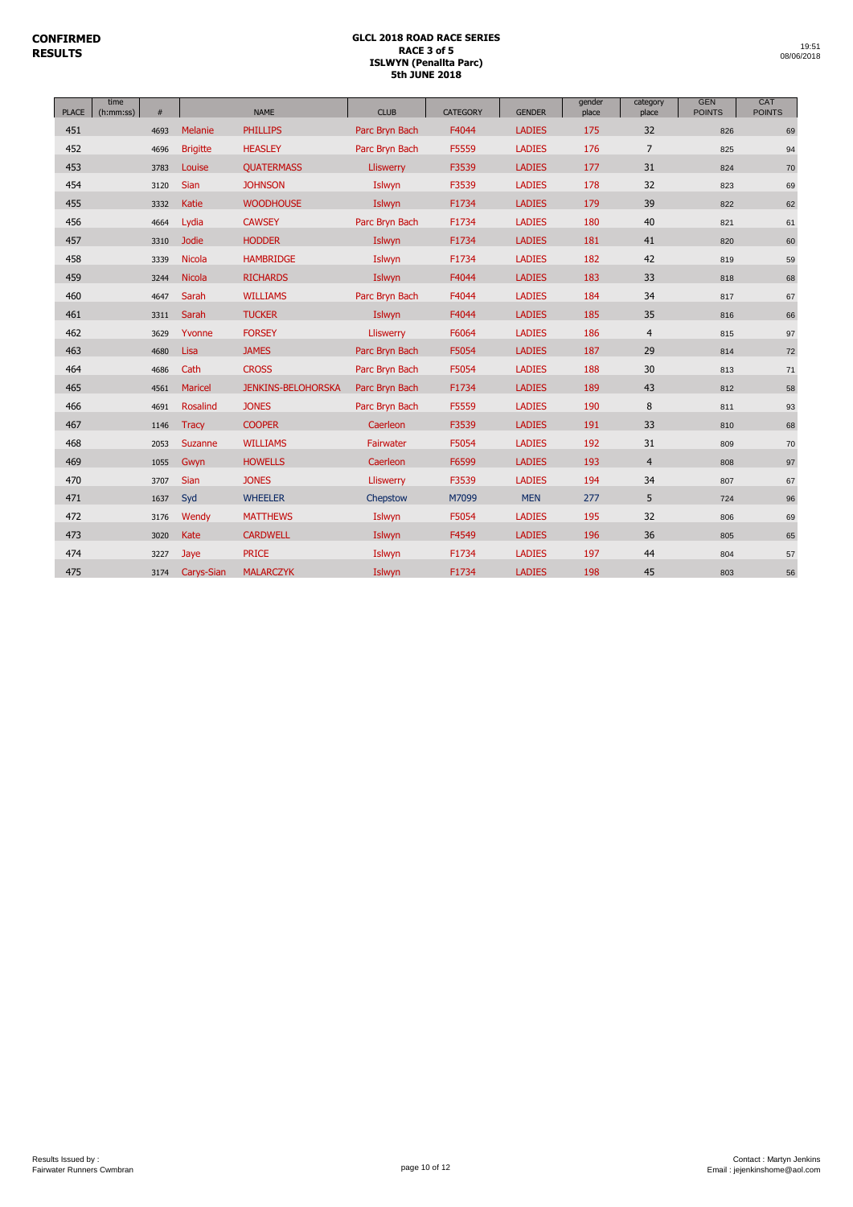**CONFIRMED RESULTS**

**GLCL 2018 ROAD RACE SERIES**
**RACE 3 of 5**
**ISLWYN (Penallta Parc)**
**5th JUNE 2018**

19:51
08/06/2018

| PLACE | time (h:mm:ss) | # | | NAME | CLUB | CATEGORY | GENDER | gender place | category place | GEN POINTS | CAT POINTS |
|---|---|---|---|---|---|---|---|---|---|---|---|
| 451 | | 4693 | Melanie | PHILLIPS | Parc Bryn Bach | F4044 | LADIES | 175 | 32 | 826 | 69 |
| 452 | | 4696 | Brigitte | HEASLEY | Parc Bryn Bach | F5559 | LADIES | 176 | 7 | 825 | 94 |
| 453 | | 3783 | Louise | QUATERMASS | Lliswerry | F3539 | LADIES | 177 | 31 | 824 | 70 |
| 454 | | 3120 | Sian | JOHNSON | Islwyn | F3539 | LADIES | 178 | 32 | 823 | 69 |
| 455 | | 3332 | Katie | WOODHOUSE | Islwyn | F1734 | LADIES | 179 | 39 | 822 | 62 |
| 456 | | 4664 | Lydia | CAWSEY | Parc Bryn Bach | F1734 | LADIES | 180 | 40 | 821 | 61 |
| 457 | | 3310 | Jodie | HODDER | Islwyn | F1734 | LADIES | 181 | 41 | 820 | 60 |
| 458 | | 3339 | Nicola | HAMBRIDGE | Islwyn | F1734 | LADIES | 182 | 42 | 819 | 59 |
| 459 | | 3244 | Nicola | RICHARDS | Islwyn | F4044 | LADIES | 183 | 33 | 818 | 68 |
| 460 | | 4647 | Sarah | WILLIAMS | Parc Bryn Bach | F4044 | LADIES | 184 | 34 | 817 | 67 |
| 461 | | 3311 | Sarah | TUCKER | Islwyn | F4044 | LADIES | 185 | 35 | 816 | 66 |
| 462 | | 3629 | Yvonne | FORSEY | Lliswerry | F6064 | LADIES | 186 | 4 | 815 | 97 |
| 463 | | 4680 | Lisa | JAMES | Parc Bryn Bach | F5054 | LADIES | 187 | 29 | 814 | 72 |
| 464 | | 4686 | Cath | CROSS | Parc Bryn Bach | F5054 | LADIES | 188 | 30 | 813 | 71 |
| 465 | | 4561 | Maricel | JENKINS-BELOHORSKA | Parc Bryn Bach | F1734 | LADIES | 189 | 43 | 812 | 58 |
| 466 | | 4691 | Rosalind | JONES | Parc Bryn Bach | F5559 | LADIES | 190 | 8 | 811 | 93 |
| 467 | | 1146 | Tracy | COOPER | Caerleon | F3539 | LADIES | 191 | 33 | 810 | 68 |
| 468 | | 2053 | Suzanne | WILLIAMS | Fairwater | F5054 | LADIES | 192 | 31 | 809 | 70 |
| 469 | | 1055 | Gwyn | HOWELLS | Caerleon | F6599 | LADIES | 193 | 4 | 808 | 97 |
| 470 | | 3707 | Sian | JONES | Lliswerry | F3539 | LADIES | 194 | 34 | 807 | 67 |
| 471 | | 1637 | Syd | WHEELER | Chepstow | M7099 | MEN | 277 | 5 | 724 | 96 |
| 472 | | 3176 | Wendy | MATTHEWS | Islwyn | F5054 | LADIES | 195 | 32 | 806 | 69 |
| 473 | | 3020 | Kate | CARDWELL | Islwyn | F4549 | LADIES | 196 | 36 | 805 | 65 |
| 474 | | 3227 | Jaye | PRICE | Islwyn | F1734 | LADIES | 197 | 44 | 804 | 57 |
| 475 | | 3174 | Carys-Sian | MALARCZYK | Islwyn | F1734 | LADIES | 198 | 45 | 803 | 56 |

Results Issued by :
Fairwater Runners Cwmbran

Contact : Martyn Jenkins
Email : jejenkinshome@aol.com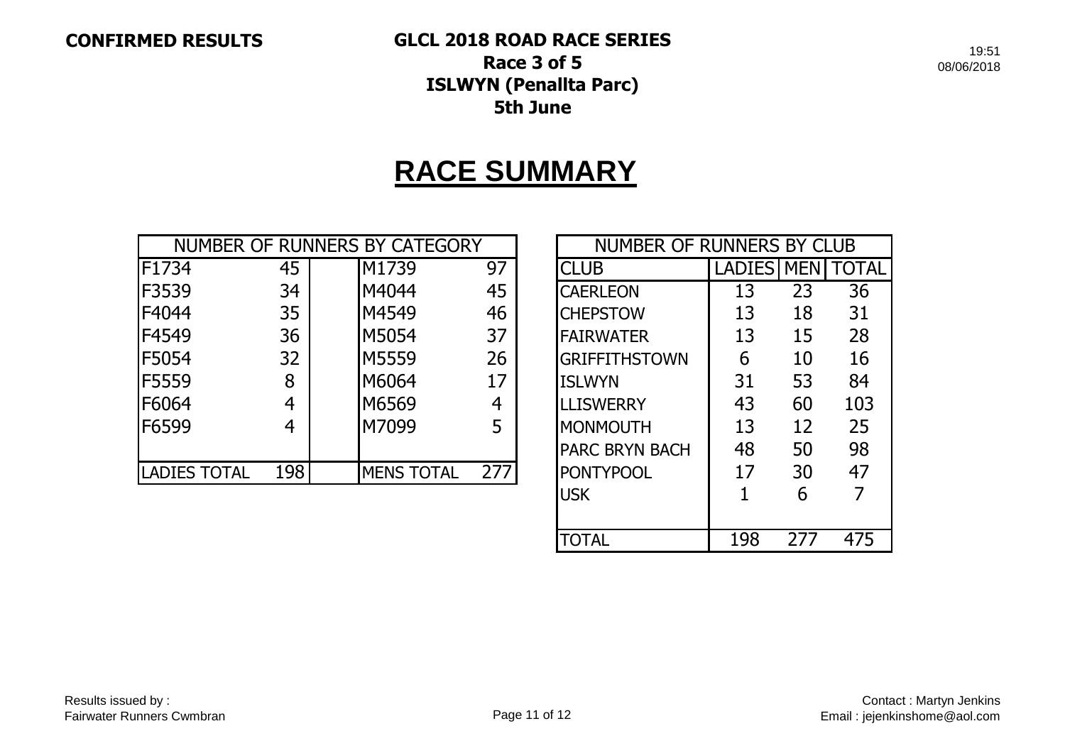**CONFIRMED RESULTS**

**GLCL 2018 ROAD RACE SERIES**
**Race 3 of 5**
**ISLWYN (Penallta Parc)**
**5th June**

19:51
08/06/2018

# RACE SUMMARY

| NUMBER OF RUNNERS BY CATEGORY | | | | |
|---|---|---|---|---|
| F1734 | 45 | | M1739 | 97 |
| F3539 | 34 | | M4044 | 45 |
| F4044 | 35 | | M4549 | 46 |
| F4549 | 36 | | M5054 | 37 |
| F5054 | 32 | | M5559 | 26 |
| F5559 | 8 | | M6064 | 17 |
| F6064 | 4 | | M6569 | 4 |
| F6599 | 4 | | M7099 | 5 |
| | | | | |
| LADIES TOTAL | 198 | | MENS TOTAL | 277 |

| NUMBER OF RUNNERS BY CLUB | | | |
|---|---|---|---|
| CLUB | LADIES | MEN | TOTAL |
| CAERLEON | 13 | 23 | 36 |
| CHEPSTOW | 13 | 18 | 31 |
| FAIRWATER | 13 | 15 | 28 |
| GRIFFITHSTOWN | 6 | 10 | 16 |
| ISLWYN | 31 | 53 | 84 |
| LLISWERRY | 43 | 60 | 103 |
| MONMOUTH | 13 | 12 | 25 |
| PARC BRYN BACH | 48 | 50 | 98 |
| PONTYPOOL | 17 | 30 | 47 |
| USK | 1 | 6 | 7 |
| | | | |
| TOTAL | 198 | 277 | 475 |

Results issued by :
Fairwater Runners Cwmbran

Contact : Martyn Jenkins
Email : jejenkinshome@aol.com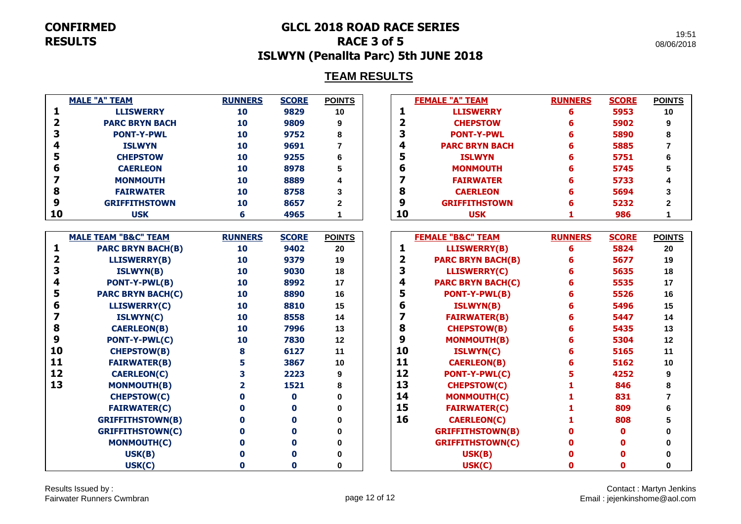**CONFIRMED RESULTS**

# GLCL 2018 ROAD RACE SERIES
## RACE 3 of 5
## ISLWYN (Penallta Parc) 5th JUNE 2018

19:51
08/06/2018

## TEAM RESULTS

| | MALE "A" TEAM | RUNNERS | SCORE | POINTS |
|---|---|---|---|---|
| 1 | LLISWERRY | 10 | 9829 | 10 |
| 2 | PARC BRYN BACH | 10 | 9809 | 9 |
| 3 | PONT-Y-PWL | 10 | 9752 | 8 |
| 4 | ISLWYN | 10 | 9691 | 7 |
| 5 | CHEPSTOW | 10 | 9255 | 6 |
| 6 | CAERLEON | 10 | 8978 | 5 |
| 7 | MONMOUTH | 10 | 8889 | 4 |
| 8 | FAIRWATER | 10 | 8758 | 3 |
| 9 | GRIFFITHSTOWN | 10 | 8657 | 2 |
| 10 | USK | 6 | 4965 | 1 |

| | FEMALE "A" TEAM | RUNNERS | SCORE | POINTS |
|---|---|---|---|---|
| 1 | LLISWERRY | 6 | 5953 | 10 |
| 2 | CHEPSTOW | 6 | 5902 | 9 |
| 3 | PONT-Y-PWL | 6 | 5890 | 8 |
| 4 | PARC BRYN BACH | 6 | 5885 | 7 |
| 5 | ISLWYN | 6 | 5751 | 6 |
| 6 | MONMOUTH | 6 | 5745 | 5 |
| 7 | FAIRWATER | 6 | 5733 | 4 |
| 8 | CAERLEON | 6 | 5694 | 3 |
| 9 | GRIFFITHSTOWN | 6 | 5232 | 2 |
| 10 | USK | 1 | 986 | 1 |

| | MALE TEAM "B&C" TEAM | RUNNERS | SCORE | POINTS |
|---|---|---|---|---|
| 1 | PARC BRYN BACH(B) | 10 | 9402 | 20 |
| 2 | LLISWERRY(B) | 10 | 9379 | 19 |
| 3 | ISLWYN(B) | 10 | 9030 | 18 |
| 4 | PONT-Y-PWL(B) | 10 | 8992 | 17 |
| 5 | PARC BRYN BACH(C) | 10 | 8890 | 16 |
| 6 | LLISWERRY(C) | 10 | 8810 | 15 |
| 7 | ISLWYN(C) | 10 | 8558 | 14 |
| 8 | CAERLEON(B) | 10 | 7996 | 13 |
| 9 | PONT-Y-PWL(C) | 10 | 7830 | 12 |
| 10 | CHEPSTOW(B) | 8 | 6127 | 11 |
| 11 | FAIRWATER(B) | 5 | 3867 | 10 |
| 12 | CAERLEON(C) | 3 | 2223 | 9 |
| 13 | MONMOUTH(B) | 2 | 1521 | 8 |
| | CHEPSTOW(C) | 0 | 0 | 0 |
| | FAIRWATER(C) | 0 | 0 | 0 |
| | GRIFFITHSTOWN(B) | 0 | 0 | 0 |
| | GRIFFITHSTOWN(C) | 0 | 0 | 0 |
| | MONMOUTH(C) | 0 | 0 | 0 |
| | USK(B) | 0 | 0 | 0 |
| | USK(C) | 0 | 0 | 0 |

| | FEMALE "B&C" TEAM | RUNNERS | SCORE | POINTS |
|---|---|---|---|---|
| 1 | LLISWERRY(B) | 6 | 5824 | 20 |
| 2 | PARC BRYN BACH(B) | 6 | 5677 | 19 |
| 3 | LLISWERRY(C) | 6 | 5635 | 18 |
| 4 | PARC BRYN BACH(C) | 6 | 5535 | 17 |
| 5 | PONT-Y-PWL(B) | 6 | 5526 | 16 |
| 6 | ISLWYN(B) | 6 | 5496 | 15 |
| 7 | FAIRWATER(B) | 6 | 5447 | 14 |
| 8 | CHEPSTOW(B) | 6 | 5435 | 13 |
| 9 | MONMOUTH(B) | 6 | 5304 | 12 |
| 10 | ISLWYN(C) | 6 | 5165 | 11 |
| 11 | CAERLEON(B) | 6 | 5162 | 10 |
| 12 | PONT-Y-PWL(C) | 5 | 4252 | 9 |
| 13 | CHEPSTOW(C) | 1 | 846 | 8 |
| 14 | MONMOUTH(C) | 1 | 831 | 7 |
| 15 | FAIRWATER(C) | 1 | 809 | 6 |
| 16 | CAERLEON(C) | 1 | 808 | 5 |
| | GRIFFITHSTOWN(B) | 0 | 0 | 0 |
| | GRIFFITHSTOWN(C) | 0 | 0 | 0 |
| | USK(B) | 0 | 0 | 0 |
| | USK(C) | 0 | 0 | 0 |

Results Issued by :
Fairwater Runners Cwmbran

Contact : Martyn Jenkins
Email : jejenkinshome@aol.com